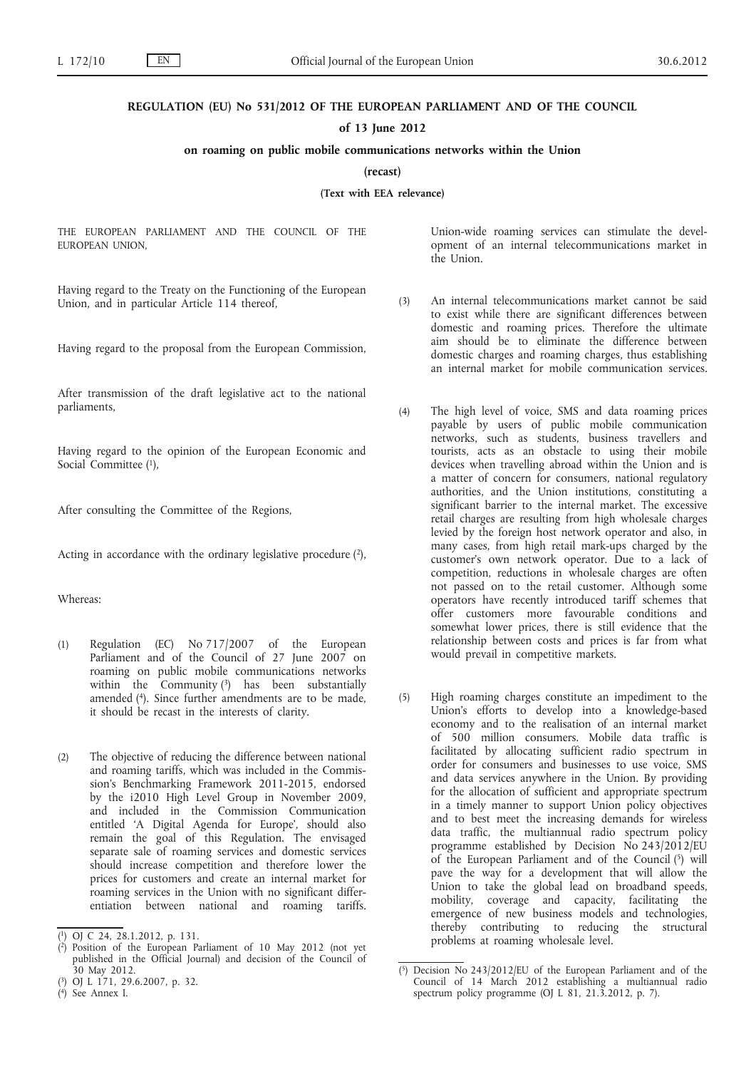**REGULATION (EU) No 531/2012 OF THE EUROPEAN PARLIAMENT AND OF THE COUNCIL**

**of 13 June 2012**

**on roaming on public mobile communications networks within the Union**

**(recast)**

**(Text with EEA relevance)**

THE EUROPEAN PARLIAMENT AND THE COUNCIL OF THE EUROPEAN UNION,

Having regard to the Treaty on the Functioning of the European Union, and in particular Article 114 thereof,

Having regard to the proposal from the European Commission,

After transmission of the draft legislative act to the national parliaments,

Having regard to the opinion of the European Economic and Social Committee [1],

After consulting the Committee of the Regions,

Acting in accordance with the ordinary legislative procedure [2],

Whereas:

(1) Regulation (EC) No 717/2007 of the European Parliament and of the Council of 27 June 2007 on roaming on public mobile communications networks within the Community [3] has been substantially amended [4]. Since further amendments are to be made, it should be recast in the interests of clarity.

(2) The objective of reducing the difference between national and roaming tariffs, which was included in the Commission's Benchmarking Framework 2011-2015, endorsed by the i2010 High Level Group in November 2009, and included in the Commission Communication entitled 'A Digital Agenda for Europe', should also remain the goal of this Regulation. The envisaged separate sale of roaming services and domestic services should increase competition and therefore lower the prices for customers and create an internal market for roaming services in the Union with no significant differentiation between national and roaming tariffs. Union-wide roaming services can stimulate the development of an internal telecommunications market in the Union.

(3) An internal telecommunications market cannot be said to exist while there are significant differences between domestic and roaming prices. Therefore the ultimate aim should be to eliminate the difference between domestic charges and roaming charges, thus establishing an internal market for mobile communication services.

(4) The high level of voice, SMS and data roaming prices payable by users of public mobile communication networks, such as students, business travellers and tourists, acts as an obstacle to using their mobile devices when travelling abroad within the Union and is a matter of concern for consumers, national regulatory authorities, and the Union institutions, constituting a significant barrier to the internal market. The excessive retail charges are resulting from high wholesale charges levied by the foreign host network operator and also, in many cases, from high retail mark-ups charged by the customer's own network operator. Due to a lack of competition, reductions in wholesale charges are often not passed on to the retail customer. Although some operators have recently introduced tariff schemes that offer customers more favourable conditions and somewhat lower prices, there is still evidence that the relationship between costs and prices is far from what would prevail in competitive markets.

(5) High roaming charges constitute an impediment to the Union's efforts to develop into a knowledge-based economy and to the realisation of an internal market of 500 million consumers. Mobile data traffic is facilitated by allocating sufficient radio spectrum in order for consumers and businesses to use voice, SMS and data services anywhere in the Union. By providing for the allocation of sufficient and appropriate spectrum in a timely manner to support Union policy objectives and to best meet the increasing demands for wireless data traffic, the multiannual radio spectrum policy programme established by Decision No 243/2012/EU of the European Parliament and of the Council [5] will pave the way for a development that will allow the Union to take the global lead on broadband speeds, mobility, coverage and capacity, facilitating the emergence of new business models and technologies, thereby contributing to reducing the structural problems at roaming wholesale level.

---

[1] OJ C 24, 28.1.2012, p. 131.

[2] Position of the European Parliament of 10 May 2012 (not yet published in the Official Journal) and decision of the Council of 30 May 2012.

[3] OJ L 171, 29.6.2007, p. 32.

[4] See Annex I.

[5] Decision No 243/2012/EU of the European Parliament and of the Council of 14 March 2012 establishing a multiannual radio spectrum policy programme (OJ L 81, 21.3.2012, p. 7).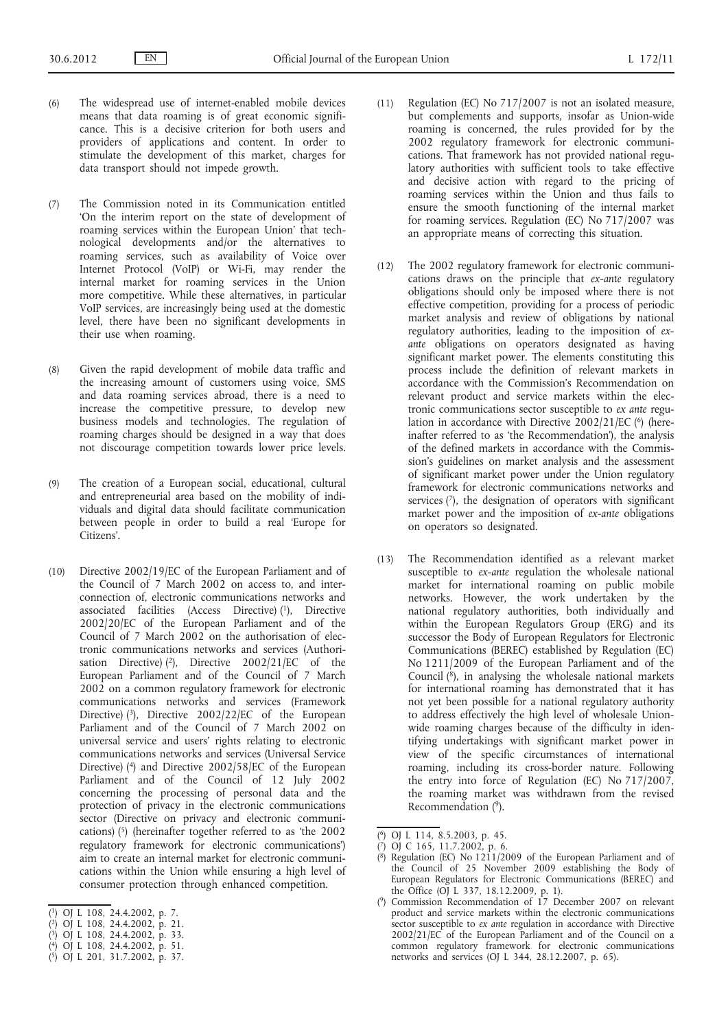(6) The widespread use of internet-enabled mobile devices means that data roaming is of great economic significance. This is a decisive criterion for both users and providers of applications and content. In order to stimulate the development of this market, charges for data transport should not impede growth.

(7) The Commission noted in its Communication entitled 'On the interim report on the state of development of roaming services within the European Union' that technological developments and/or the alternatives to roaming services, such as availability of Voice over Internet Protocol (VoIP) or Wi-Fi, may render the internal market for roaming services in the Union more competitive. While these alternatives, in particular VoIP services, are increasingly being used at the domestic level, there have been no significant developments in their use when roaming.

(8) Given the rapid development of mobile data traffic and the increasing amount of customers using voice, SMS and data roaming services abroad, there is a need to increase the competitive pressure, to develop new business models and technologies. The regulation of roaming charges should be designed in a way that does not discourage competition towards lower price levels.

(9) The creation of a European social, educational, cultural and entrepreneurial area based on the mobility of individuals and digital data should facilitate communication between people in order to build a real 'Europe for Citizens'.

(10) Directive 2002/19/EC of the European Parliament and of the Council of 7 March 2002 on access to, and interconnection of, electronic communications networks and associated facilities (Access Directive) [1], Directive 2002/20/EC of the European Parliament and of the Council of 7 March 2002 on the authorisation of electronic communications networks and services (Authorisation Directive) [2], Directive 2002/21/EC of the European Parliament and of the Council of 7 March 2002 on a common regulatory framework for electronic communications networks and services (Framework Directive) [3], Directive 2002/22/EC of the European Parliament and of the Council of 7 March 2002 on universal service and users' rights relating to electronic communications networks and services (Universal Service Directive) [4] and Directive 2002/58/EC of the European Parliament and of the Council of 12 July 2002 concerning the processing of personal data and the protection of privacy in the electronic communications sector (Directive on privacy and electronic communications) [5] (hereinafter together referred to as 'the 2002 regulatory framework for electronic communications') aim to create an internal market for electronic communications within the Union while ensuring a high level of consumer protection through enhanced competition.

(11) Regulation (EC) No 717/2007 is not an isolated measure, but complements and supports, insofar as Union-wide roaming is concerned, the rules provided for by the 2002 regulatory framework for electronic communications. That framework has not provided national regulatory authorities with sufficient tools to take effective and decisive action with regard to the pricing of roaming services within the Union and thus fails to ensure the smooth functioning of the internal market for roaming services. Regulation (EC) No 717/2007 was an appropriate means of correcting this situation.

(12) The 2002 regulatory framework for electronic communications draws on the principle that *ex-ante* regulatory obligations should only be imposed where there is not effective competition, providing for a process of periodic market analysis and review of obligations by national regulatory authorities, leading to the imposition of *ex-ante* obligations on operators designated as having significant market power. The elements constituting this process include the definition of relevant markets in accordance with the Commission's Recommendation on relevant product and service markets within the electronic communications sector susceptible to *ex ante* regulation in accordance with Directive 2002/21/EC [6] (hereinafter referred to as 'the Recommendation'), the analysis of the defined markets in accordance with the Commission's guidelines on market analysis and the assessment of significant market power under the Union regulatory framework for electronic communications networks and services [7], the designation of operators with significant market power and the imposition of *ex-ante* obligations on operators so designated.

(13) The Recommendation identified as a relevant market susceptible to *ex-ante* regulation the wholesale national market for international roaming on public mobile networks. However, the work undertaken by the national regulatory authorities, both individually and within the European Regulators Group (ERG) and its successor the Body of European Regulators for Electronic Communications (BEREC) established by Regulation (EC) No 1211/2009 of the European Parliament and of the Council [8], in analysing the wholesale national markets for international roaming has demonstrated that it has not yet been possible for a national regulatory authority to address effectively the high level of wholesale Union-wide roaming charges because of the difficulty in identifying undertakings with significant market power in view of the specific circumstances of international roaming, including its cross-border nature. Following the entry into force of Regulation (EC) No 717/2007, the roaming market was withdrawn from the revised Recommendation [9].

---

[1] OJ L 108, 24.4.2002, p. 7.

[2] OJ L 108, 24.4.2002, p. 21.

[3] OJ L 108, 24.4.2002, p. 33.

[4] OJ L 108, 24.4.2002, p. 51.

[5] OJ L 201, 31.7.2002, p. 37.

[6] OJ L 114, 8.5.2003, p. 45.

[7] OJ C 165, 11.7.2002, p. 6.

[8] Regulation (EC) No 1211/2009 of the European Parliament and of the Council of 25 November 2009 establishing the Body of European Regulators for Electronic Communications (BEREC) and the Office (OJ L 337, 18.12.2009, p. 1).

[9] Commission Recommendation of 17 December 2007 on relevant product and service markets within the electronic communications sector susceptible to *ex ante* regulation in accordance with Directive 2002/21/EC of the European Parliament and of the Council on a common regulatory framework for electronic communications networks and services (OJ L 344, 28.12.2007, p. 65).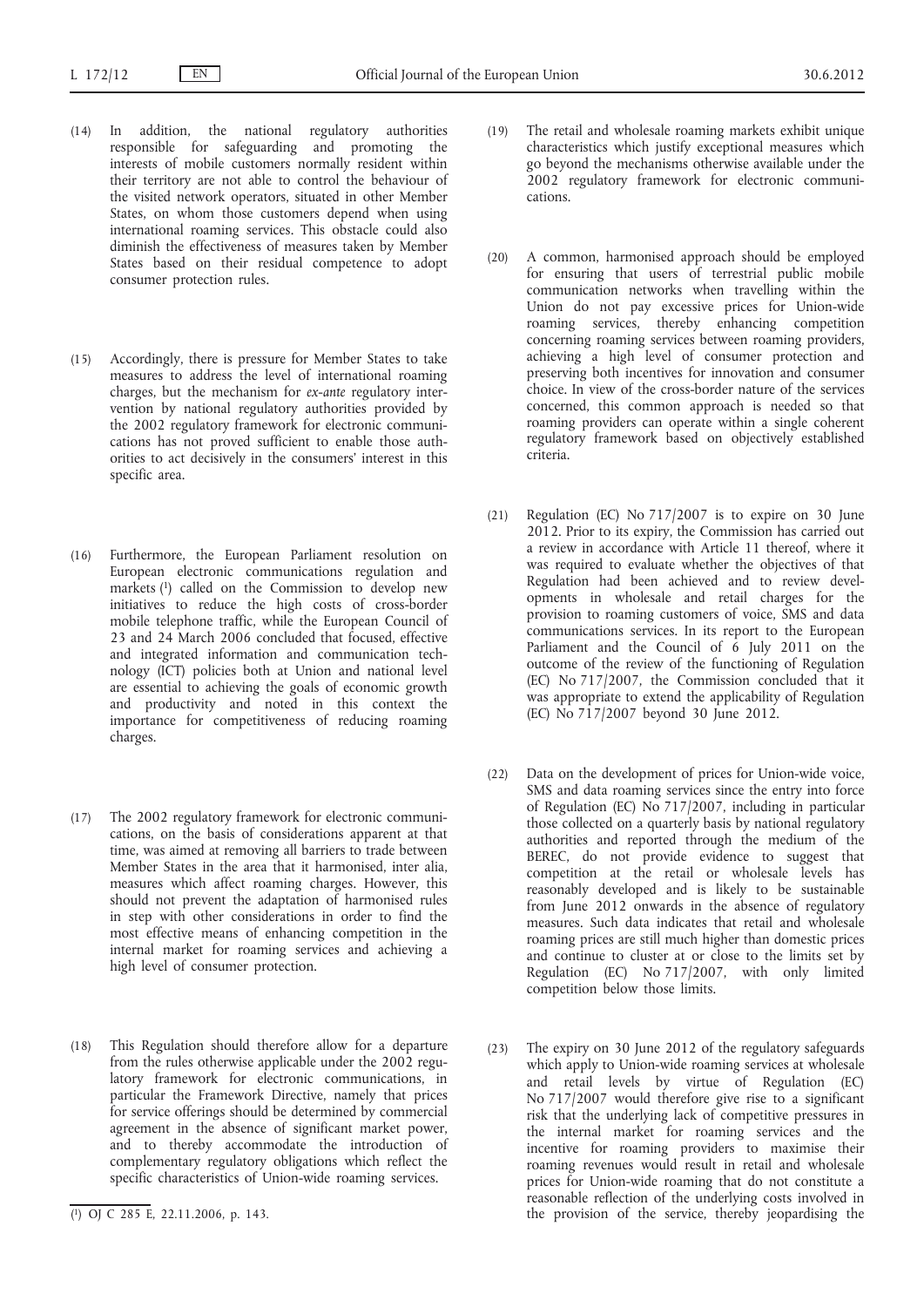(14) In addition, the national regulatory authorities responsible for safeguarding and promoting the interests of mobile customers normally resident within their territory are not able to control the behaviour of the visited network operators, situated in other Member States, on whom those customers depend when using international roaming services. This obstacle could also diminish the effectiveness of measures taken by Member States based on their residual competence to adopt consumer protection rules.

(15) Accordingly, there is pressure for Member States to take measures to address the level of international roaming charges, but the mechanism for *ex-ante* regulatory intervention by national regulatory authorities provided by the 2002 regulatory framework for electronic communications has not proved sufficient to enable those authorities to act decisively in the consumers' interest in this specific area.

(16) Furthermore, the European Parliament resolution on European electronic communications regulation and markets [1] called on the Commission to develop new initiatives to reduce the high costs of cross-border mobile telephone traffic, while the European Council of 23 and 24 March 2006 concluded that focused, effective and integrated information and communication technology (ICT) policies both at Union and national level are essential to achieving the goals of economic growth and productivity and noted in this context the importance for competitiveness of reducing roaming charges.

(17) The 2002 regulatory framework for electronic communications, on the basis of considerations apparent at that time, was aimed at removing all barriers to trade between Member States in the area that it harmonised, inter alia, measures which affect roaming charges. However, this should not prevent the adaptation of harmonised rules in step with other considerations in order to find the most effective means of enhancing competition in the internal market for roaming services and achieving a high level of consumer protection.

(18) This Regulation should therefore allow for a departure from the rules otherwise applicable under the 2002 regulatory framework for electronic communications, in particular the Framework Directive, namely that prices for service offerings should be determined by commercial agreement in the absence of significant market power, and to thereby accommodate the introduction of complementary regulatory obligations which reflect the specific characteristics of Union-wide roaming services.

(19) The retail and wholesale roaming markets exhibit unique characteristics which justify exceptional measures which go beyond the mechanisms otherwise available under the 2002 regulatory framework for electronic communications.

(20) A common, harmonised approach should be employed for ensuring that users of terrestrial public mobile communication networks when travelling within the Union do not pay excessive prices for Union-wide roaming services, thereby enhancing competition concerning roaming services between roaming providers, achieving a high level of consumer protection and preserving both incentives for innovation and consumer choice. In view of the cross-border nature of the services concerned, this common approach is needed so that roaming providers can operate within a single coherent regulatory framework based on objectively established criteria.

(21) Regulation (EC) No 717/2007 is to expire on 30 June 2012. Prior to its expiry, the Commission has carried out a review in accordance with Article 11 thereof, where it was required to evaluate whether the objectives of that Regulation had been achieved and to review developments in wholesale and retail charges for the provision to roaming customers of voice, SMS and data communications services. In its report to the European Parliament and the Council of 6 July 2011 on the outcome of the review of the functioning of Regulation (EC) No 717/2007, the Commission concluded that it was appropriate to extend the applicability of Regulation (EC) No 717/2007 beyond 30 June 2012.

(22) Data on the development of prices for Union-wide voice, SMS and data roaming services since the entry into force of Regulation (EC) No 717/2007, including in particular those collected on a quarterly basis by national regulatory authorities and reported through the medium of the BEREC, do not provide evidence to suggest that competition at the retail or wholesale levels has reasonably developed and is likely to be sustainable from June 2012 onwards in the absence of regulatory measures. Such data indicates that retail and wholesale roaming prices are still much higher than domestic prices and continue to cluster at or close to the limits set by Regulation (EC) No 717/2007, with only limited competition below those limits.

(23) The expiry on 30 June 2012 of the regulatory safeguards which apply to Union-wide roaming services at wholesale and retail levels by virtue of Regulation (EC) No 717/2007 would therefore give rise to a significant risk that the underlying lack of competitive pressures in the internal market for roaming services and the incentive for roaming providers to maximise their roaming revenues would result in retail and wholesale prices for Union-wide roaming that do not constitute a reasonable reflection of the underlying costs involved in the provision of the service, thereby jeopardising the

[1] OJ C 285 E, 22.11.2006, p. 143.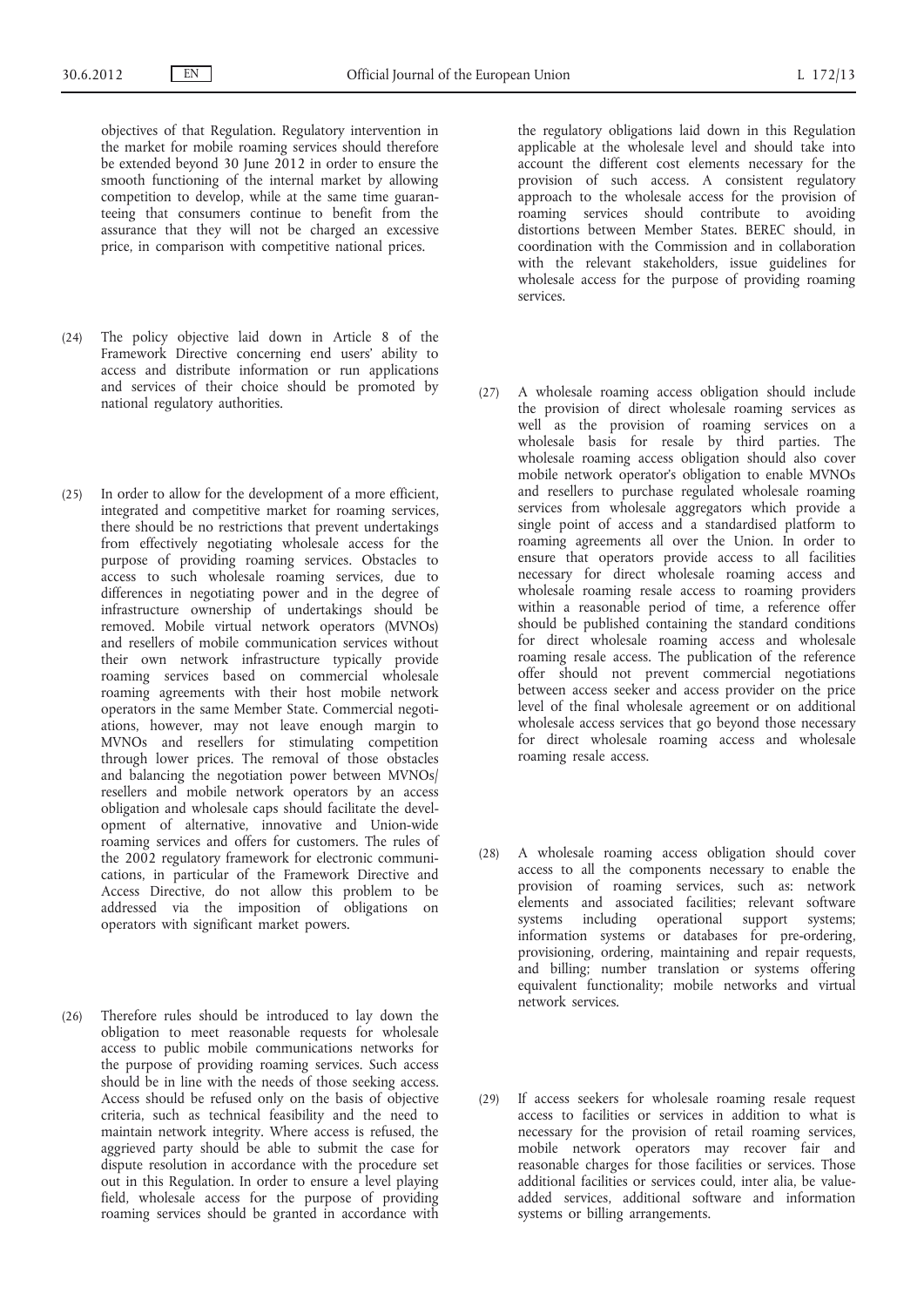objectives of that Regulation. Regulatory intervention in the market for mobile roaming services should therefore be extended beyond 30 June 2012 in order to ensure the smooth functioning of the internal market by allowing competition to develop, while at the same time guaranteeing that consumers continue to benefit from the assurance that they will not be charged an excessive price, in comparison with competitive national prices.

(24) The policy objective laid down in Article 8 of the Framework Directive concerning end users' ability to access and distribute information or run applications and services of their choice should be promoted by national regulatory authorities.

(25) In order to allow for the development of a more efficient, integrated and competitive market for roaming services, there should be no restrictions that prevent undertakings from effectively negotiating wholesale access for the purpose of providing roaming services. Obstacles to access to such wholesale roaming services, due to differences in negotiating power and in the degree of infrastructure ownership of undertakings should be removed. Mobile virtual network operators (MVNOs) and resellers of mobile communication services without their own network infrastructure typically provide roaming services based on commercial wholesale roaming agreements with their host mobile network operators in the same Member State. Commercial negotiations, however, may not leave enough margin to MVNOs and resellers for stimulating competition through lower prices. The removal of those obstacles and balancing the negotiation power between MVNOs/resellers and mobile network operators by an access obligation and wholesale caps should facilitate the development of alternative, innovative and Union-wide roaming services and offers for customers. The rules of the 2002 regulatory framework for electronic communications, in particular of the Framework Directive and Access Directive, do not allow this problem to be addressed via the imposition of obligations on operators with significant market powers.

(26) Therefore rules should be introduced to lay down the obligation to meet reasonable requests for wholesale access to public mobile communications networks for the purpose of providing roaming services. Such access should be in line with the needs of those seeking access. Access should be refused only on the basis of objective criteria, such as technical feasibility and the need to maintain network integrity. Where access is refused, the aggrieved party should be able to submit the case for dispute resolution in accordance with the procedure set out in this Regulation. In order to ensure a level playing field, wholesale access for the purpose of providing roaming services should be granted in accordance with the regulatory obligations laid down in this Regulation applicable at the wholesale level and should take into account the different cost elements necessary for the provision of such access. A consistent regulatory approach to the wholesale access for the provision of roaming services should contribute to avoiding distortions between Member States. BEREC should, in coordination with the Commission and in collaboration with the relevant stakeholders, issue guidelines for wholesale access for the purpose of providing roaming services.

(27) A wholesale roaming access obligation should include the provision of direct wholesale roaming services as well as the provision of roaming services on a wholesale basis for resale by third parties. The wholesale roaming access obligation should also cover mobile network operator's obligation to enable MVNOs and resellers to purchase regulated wholesale roaming services from wholesale aggregators which provide a single point of access and a standardised platform to roaming agreements all over the Union. In order to ensure that operators provide access to all facilities necessary for direct wholesale roaming access and wholesale roaming resale access to roaming providers within a reasonable period of time, a reference offer should be published containing the standard conditions for direct wholesale roaming access and wholesale roaming resale access. The publication of the reference offer should not prevent commercial negotiations between access seeker and access provider on the price level of the final wholesale agreement or on additional wholesale access services that go beyond those necessary for direct wholesale roaming access and wholesale roaming resale access.

(28) A wholesale roaming access obligation should cover access to all the components necessary to enable the provision of roaming services, such as: network elements and associated facilities; relevant software systems including operational support systems; information systems or databases for pre-ordering, provisioning, ordering, maintaining and repair requests, and billing; number translation or systems offering equivalent functionality; mobile networks and virtual network services.

(29) If access seekers for wholesale roaming resale request access to facilities or services in addition to what is necessary for the provision of retail roaming services, mobile network operators may recover fair and reasonable charges for those facilities or services. Those additional facilities or services could, inter alia, be value-added services, additional software and information systems or billing arrangements.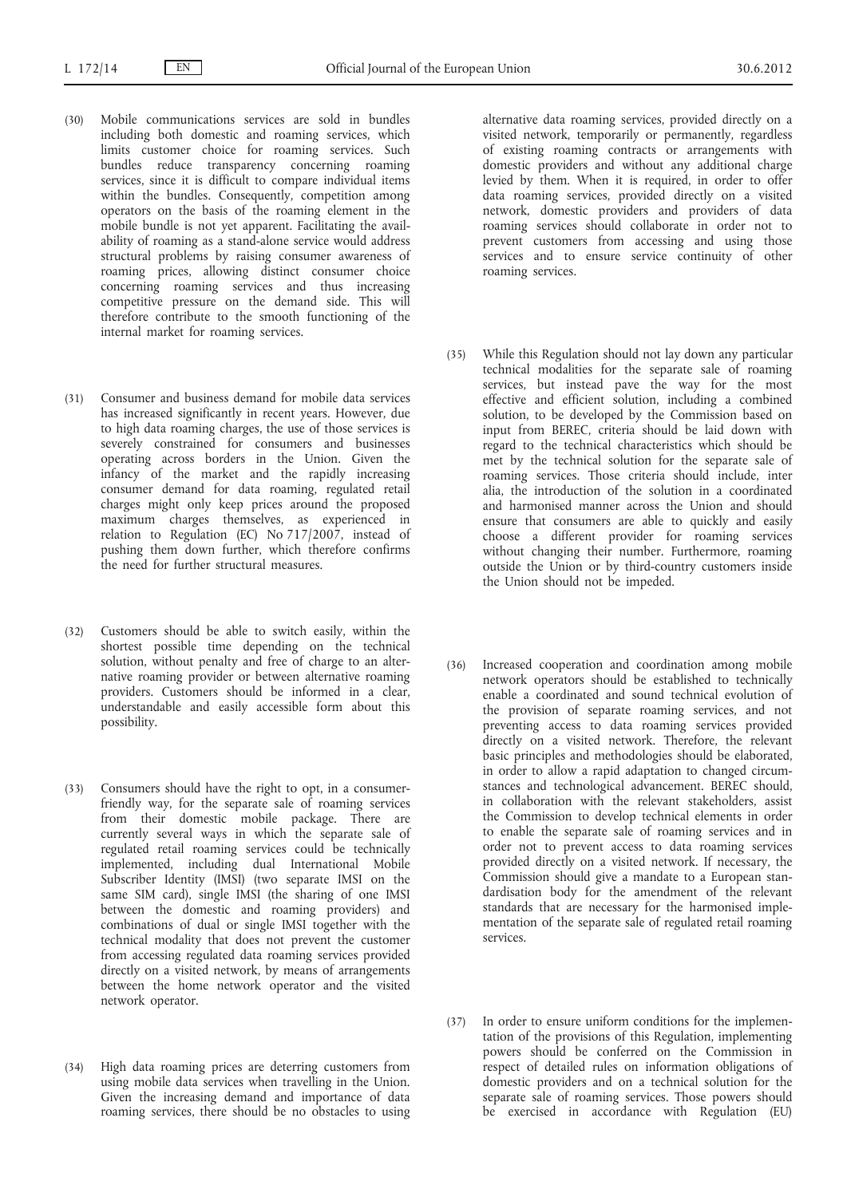(30) Mobile communications services are sold in bundles including both domestic and roaming services, which limits customer choice for roaming services. Such bundles reduce transparency concerning roaming services, since it is difficult to compare individual items within the bundles. Consequently, competition among operators on the basis of the roaming element in the mobile bundle is not yet apparent. Facilitating the availability of roaming as a stand-alone service would address structural problems by raising consumer awareness of roaming prices, allowing distinct consumer choice concerning roaming services and thus increasing competitive pressure on the demand side. This will therefore contribute to the smooth functioning of the internal market for roaming services.

(31) Consumer and business demand for mobile data services has increased significantly in recent years. However, due to high data roaming charges, the use of those services is severely constrained for consumers and businesses operating across borders in the Union. Given the infancy of the market and the rapidly increasing consumer demand for data roaming, regulated retail charges might only keep prices around the proposed maximum charges themselves, as experienced in relation to Regulation (EC) No 717/2007, instead of pushing them down further, which therefore confirms the need for further structural measures.

(32) Customers should be able to switch easily, within the shortest possible time depending on the technical solution, without penalty and free of charge to an alternative roaming provider or between alternative roaming providers. Customers should be informed in a clear, understandable and easily accessible form about this possibility.

(33) Consumers should have the right to opt, in a consumer-friendly way, for the separate sale of roaming services from their domestic mobile package. There are currently several ways in which the separate sale of regulated retail roaming services could be technically implemented, including dual International Mobile Subscriber Identity (IMSI) (two separate IMSI on the same SIM card), single IMSI (the sharing of one IMSI between the domestic and roaming providers) and combinations of dual or single IMSI together with the technical modality that does not prevent the customer from accessing regulated data roaming services provided directly on a visited network, by means of arrangements between the home network operator and the visited network operator.

(34) High data roaming prices are deterring customers from using mobile data services when travelling in the Union. Given the increasing demand and importance of data roaming services, there should be no obstacles to using alternative data roaming services, provided directly on a visited network, temporarily or permanently, regardless of existing roaming contracts or arrangements with domestic providers and without any additional charge levied by them. When it is required, in order to offer data roaming services, provided directly on a visited network, domestic providers and providers of data roaming services should collaborate in order not to prevent customers from accessing and using those services and to ensure service continuity of other roaming services.

(35) While this Regulation should not lay down any particular technical modalities for the separate sale of roaming services, but instead pave the way for the most effective and efficient solution, including a combined solution, to be developed by the Commission based on input from BEREC, criteria should be laid down with regard to the technical characteristics which should be met by the technical solution for the separate sale of roaming services. Those criteria should include, inter alia, the introduction of the solution in a coordinated and harmonised manner across the Union and should ensure that consumers are able to quickly and easily choose a different provider for roaming services without changing their number. Furthermore, roaming outside the Union or by third-country customers inside the Union should not be impeded.

(36) Increased cooperation and coordination among mobile network operators should be established to technically enable a coordinated and sound technical evolution of the provision of separate roaming services, and not preventing access to data roaming services provided directly on a visited network. Therefore, the relevant basic principles and methodologies should be elaborated, in order to allow a rapid adaptation to changed circumstances and technological advancement. BEREC should, in collaboration with the relevant stakeholders, assist the Commission to develop technical elements in order to enable the separate sale of roaming services and in order not to prevent access to data roaming services provided directly on a visited network. If necessary, the Commission should give a mandate to a European standardisation body for the amendment of the relevant standards that are necessary for the harmonised implementation of the separate sale of regulated retail roaming services.

(37) In order to ensure uniform conditions for the implementation of the provisions of this Regulation, implementing powers should be conferred on the Commission in respect of detailed rules on information obligations of domestic providers and on a technical solution for the separate sale of roaming services. Those powers should be exercised in accordance with Regulation (EU)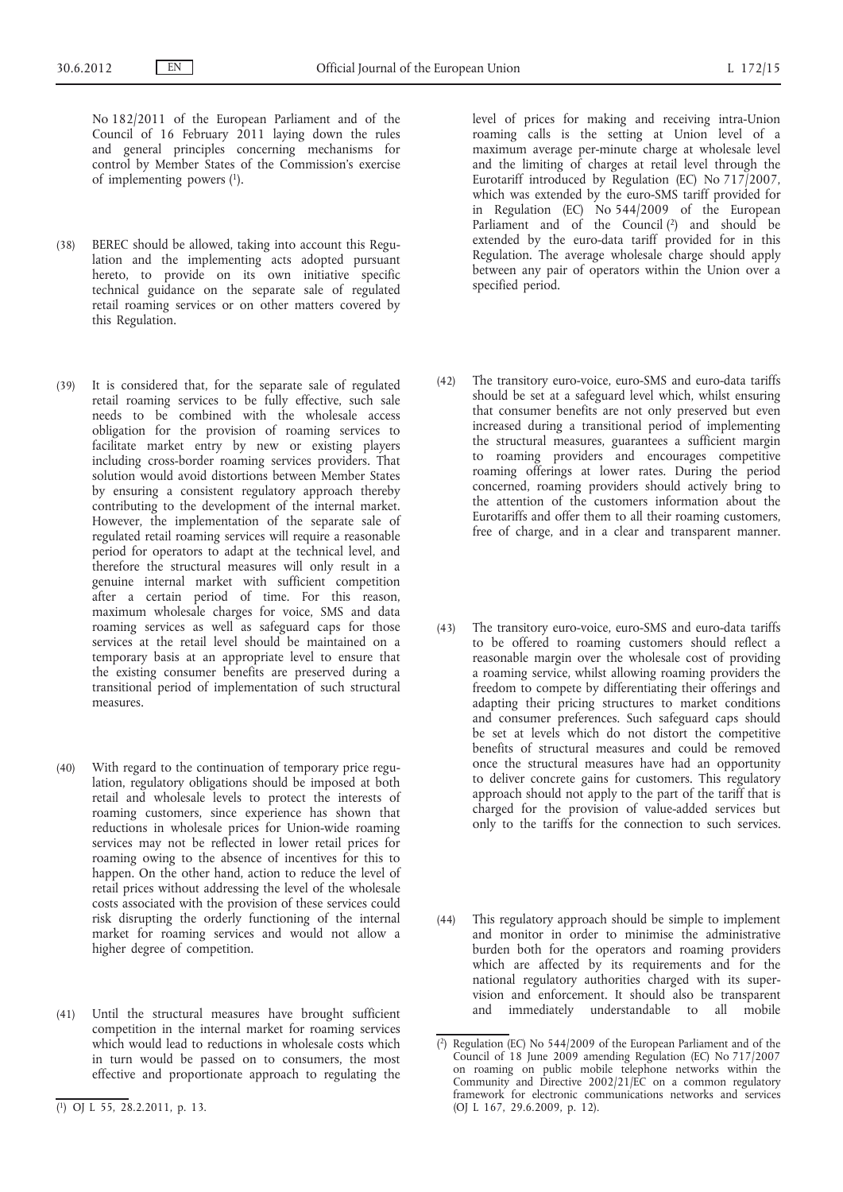No 182/2011 of the European Parliament and of the Council of 16 February 2011 laying down the rules and general principles concerning mechanisms for control by Member States of the Commission's exercise of implementing powers [1].

(38) BEREC should be allowed, taking into account this Regulation and the implementing acts adopted pursuant hereto, to provide on its own initiative specific technical guidance on the separate sale of regulated retail roaming services or on other matters covered by this Regulation.

(39) It is considered that, for the separate sale of regulated retail roaming services to be fully effective, such sale needs to be combined with the wholesale access obligation for the provision of roaming services to facilitate market entry by new or existing players including cross-border roaming services providers. That solution would avoid distortions between Member States by ensuring a consistent regulatory approach thereby contributing to the development of the internal market. However, the implementation of the separate sale of regulated retail roaming services will require a reasonable period for operators to adapt at the technical level, and therefore the structural measures will only result in a genuine internal market with sufficient competition after a certain period of time. For this reason, maximum wholesale charges for voice, SMS and data roaming services as well as safeguard caps for those services at the retail level should be maintained on a temporary basis at an appropriate level to ensure that the existing consumer benefits are preserved during a transitional period of implementation of such structural measures.

(40) With regard to the continuation of temporary price regulation, regulatory obligations should be imposed at both retail and wholesale levels to protect the interests of roaming customers, since experience has shown that reductions in wholesale prices for Union-wide roaming services may not be reflected in lower retail prices for roaming owing to the absence of incentives for this to happen. On the other hand, action to reduce the level of retail prices without addressing the level of the wholesale costs associated with the provision of these services could risk disrupting the orderly functioning of the internal market for roaming services and would not allow a higher degree of competition.

(41) Until the structural measures have brought sufficient competition in the internal market for roaming services which would lead to reductions in wholesale costs which in turn would be passed on to consumers, the most effective and proportionate approach to regulating the level of prices for making and receiving intra-Union roaming calls is the setting at Union level of a maximum average per-minute charge at wholesale level and the limiting of charges at retail level through the Eurotariff introduced by Regulation (EC) No 717/2007, which was extended by the euro-SMS tariff provided for in Regulation (EC) No 544/2009 of the European Parliament and of the Council [2] and should be extended by the euro-data tariff provided for in this Regulation. The average wholesale charge should apply between any pair of operators within the Union over a specified period.

(42) The transitory euro-voice, euro-SMS and euro-data tariffs should be set at a safeguard level which, whilst ensuring that consumer benefits are not only preserved but even increased during a transitional period of implementing the structural measures, guarantees a sufficient margin to roaming providers and encourages competitive roaming offerings at lower rates. During the period concerned, roaming providers should actively bring to the attention of the customers information about the Eurotariffs and offer them to all their roaming customers, free of charge, and in a clear and transparent manner.

(43) The transitory euro-voice, euro-SMS and euro-data tariffs to be offered to roaming customers should reflect a reasonable margin over the wholesale cost of providing a roaming service, whilst allowing roaming providers the freedom to compete by differentiating their offerings and adapting their pricing structures to market conditions and consumer preferences. Such safeguard caps should be set at levels which do not distort the competitive benefits of structural measures and could be removed once the structural measures have had an opportunity to deliver concrete gains for customers. This regulatory approach should not apply to the part of the tariff that is charged for the provision of value-added services but only to the tariffs for the connection to such services.

(44) This regulatory approach should be simple to implement and monitor in order to minimise the administrative burden both for the operators and roaming providers which are affected by its requirements and for the national regulatory authorities charged with its supervision and enforcement. It should also be transparent and immediately understandable to all mobile

---

[1] OJ L 55, 28.2.2011, p. 13.

[2] Regulation (EC) No 544/2009 of the European Parliament and of the Council of 18 June 2009 amending Regulation (EC) No 717/2007 on roaming on public mobile telephone networks within the Community and Directive 2002/21/EC on a common regulatory framework for electronic communications networks and services (OJ L 167, 29.6.2009, p. 12).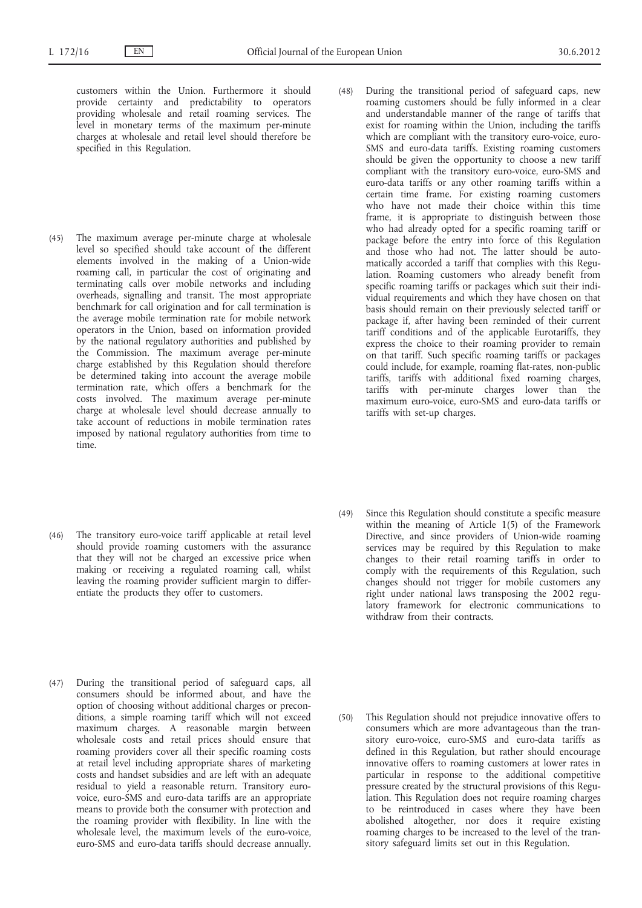customers within the Union. Furthermore it should provide certainty and predictability to operators providing wholesale and retail roaming services. The level in monetary terms of the maximum per-minute charges at wholesale and retail level should therefore be specified in this Regulation.

(45) The maximum average per-minute charge at wholesale level so specified should take account of the different elements involved in the making of a Union-wide roaming call, in particular the cost of originating and terminating calls over mobile networks and including overheads, signalling and transit. The most appropriate benchmark for call origination and for call termination is the average mobile termination rate for mobile network operators in the Union, based on information provided by the national regulatory authorities and published by the Commission. The maximum average per-minute charge established by this Regulation should therefore be determined taking into account the average mobile termination rate, which offers a benchmark for the costs involved. The maximum average per-minute charge at wholesale level should decrease annually to take account of reductions in mobile termination rates imposed by national regulatory authorities from time to time.

(46) The transitory euro-voice tariff applicable at retail level should provide roaming customers with the assurance that they will not be charged an excessive price when making or receiving a regulated roaming call, whilst leaving the roaming provider sufficient margin to differentiate the products they offer to customers.

(47) During the transitional period of safeguard caps, all consumers should be informed about, and have the option of choosing without additional charges or preconditions, a simple roaming tariff which will not exceed maximum charges. A reasonable margin between wholesale costs and retail prices should ensure that roaming providers cover all their specific roaming costs at retail level including appropriate shares of marketing costs and handset subsidies and are left with an adequate residual to yield a reasonable return. Transitory euro-voice, euro-SMS and euro-data tariffs are an appropriate means to provide both the consumer with protection and the roaming provider with flexibility. In line with the wholesale level, the maximum levels of the euro-voice, euro-SMS and euro-data tariffs should decrease annually.

(48) During the transitional period of safeguard caps, new roaming customers should be fully informed in a clear and understandable manner of the range of tariffs that exist for roaming within the Union, including the tariffs which are compliant with the transitory euro-voice, euro-SMS and euro-data tariffs. Existing roaming customers should be given the opportunity to choose a new tariff compliant with the transitory euro-voice, euro-SMS and euro-data tariffs or any other roaming tariffs within a certain time frame. For existing roaming customers who have not made their choice within this time frame, it is appropriate to distinguish between those who had already opted for a specific roaming tariff or package before the entry into force of this Regulation and those who had not. The latter should be automatically accorded a tariff that complies with this Regulation. Roaming customers who already benefit from specific roaming tariffs or packages which suit their individual requirements and which they have chosen on that basis should remain on their previously selected tariff or package if, after having been reminded of their current tariff conditions and of the applicable Eurotariffs, they express the choice to their roaming provider to remain on that tariff. Such specific roaming tariffs or packages could include, for example, roaming flat-rates, non-public tariffs, tariffs with additional fixed roaming charges, tariffs with per-minute charges lower than the maximum euro-voice, euro-SMS and euro-data tariffs or tariffs with set-up charges.

(49) Since this Regulation should constitute a specific measure within the meaning of Article 1(5) of the Framework Directive, and since providers of Union-wide roaming services may be required by this Regulation to make changes to their retail roaming tariffs in order to comply with the requirements of this Regulation, such changes should not trigger for mobile customers any right under national laws transposing the 2002 regulatory framework for electronic communications to withdraw from their contracts.

(50) This Regulation should not prejudice innovative offers to consumers which are more advantageous than the transitory euro-voice, euro-SMS and euro-data tariffs as defined in this Regulation, but rather should encourage innovative offers to roaming customers at lower rates in particular in response to the additional competitive pressure created by the structural provisions of this Regulation. This Regulation does not require roaming charges to be reintroduced in cases where they have been abolished altogether, nor does it require existing roaming charges to be increased to the level of the transitory safeguard limits set out in this Regulation.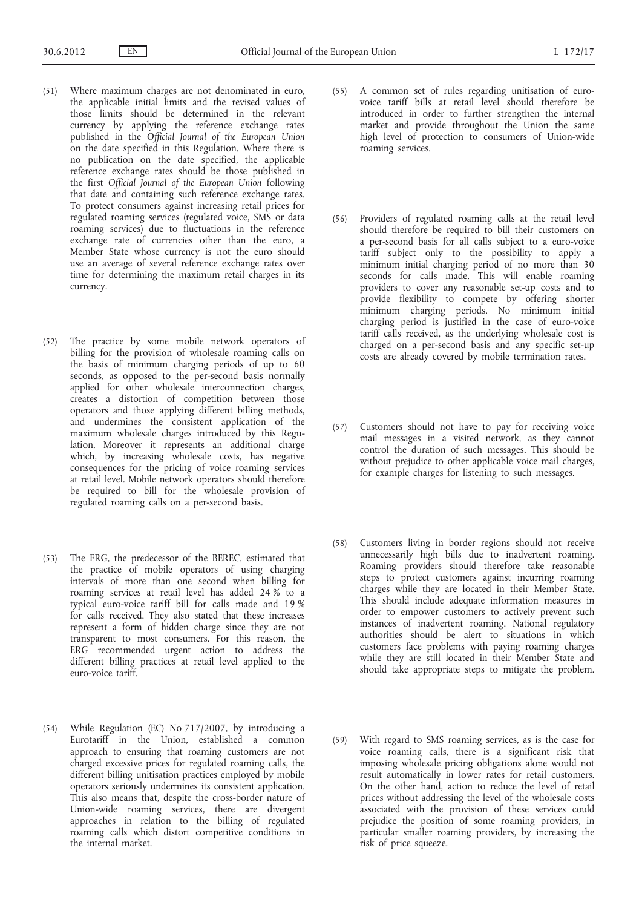(51) Where maximum charges are not denominated in euro, the applicable initial limits and the revised values of those limits should be determined in the relevant currency by applying the reference exchange rates published in the *Official Journal of the European Union* on the date specified in this Regulation. Where there is no publication on the date specified, the applicable reference exchange rates should be those published in the first *Official Journal of the European Union* following that date and containing such reference exchange rates. To protect consumers against increasing retail prices for regulated roaming services (regulated voice, SMS or data roaming services) due to fluctuations in the reference exchange rate of currencies other than the euro, a Member State whose currency is not the euro should use an average of several reference exchange rates over time for determining the maximum retail charges in its currency.

(52) The practice by some mobile network operators of billing for the provision of wholesale roaming calls on the basis of minimum charging periods of up to 60 seconds, as opposed to the per-second basis normally applied for other wholesale interconnection charges, creates a distortion of competition between those operators and those applying different billing methods, and undermines the consistent application of the maximum wholesale charges introduced by this Regulation. Moreover it represents an additional charge which, by increasing wholesale costs, has negative consequences for the pricing of voice roaming services at retail level. Mobile network operators should therefore be required to bill for the wholesale provision of regulated roaming calls on a per-second basis.

(53) The ERG, the predecessor of the BEREC, estimated that the practice of mobile operators of using charging intervals of more than one second when billing for roaming services at retail level has added 24 % to a typical euro-voice tariff bill for calls made and 19 % for calls received. They also stated that these increases represent a form of hidden charge since they are not transparent to most consumers. For this reason, the ERG recommended urgent action to address the different billing practices at retail level applied to the euro-voice tariff.

(54) While Regulation (EC) No 717/2007, by introducing a Eurotariff in the Union, established a common approach to ensuring that roaming customers are not charged excessive prices for regulated roaming calls, the different billing unitisation practices employed by mobile operators seriously undermines its consistent application. This also means that, despite the cross-border nature of Union-wide roaming services, there are divergent approaches in relation to the billing of regulated roaming calls which distort competitive conditions in the internal market.

(55) A common set of rules regarding unitisation of euro-voice tariff bills at retail level should therefore be introduced in order to further strengthen the internal market and provide throughout the Union the same high level of protection to consumers of Union-wide roaming services.

(56) Providers of regulated roaming calls at the retail level should therefore be required to bill their customers on a per-second basis for all calls subject to a euro-voice tariff subject only to the possibility to apply a minimum initial charging period of no more than 30 seconds for calls made. This will enable roaming providers to cover any reasonable set-up costs and to provide flexibility to compete by offering shorter minimum charging periods. No minimum initial charging period is justified in the case of euro-voice tariff calls received, as the underlying wholesale cost is charged on a per-second basis and any specific set-up costs are already covered by mobile termination rates.

(57) Customers should not have to pay for receiving voice mail messages in a visited network, as they cannot control the duration of such messages. This should be without prejudice to other applicable voice mail charges, for example charges for listening to such messages.

(58) Customers living in border regions should not receive unnecessarily high bills due to inadvertent roaming. Roaming providers should therefore take reasonable steps to protect customers against incurring roaming charges while they are located in their Member State. This should include adequate information measures in order to empower customers to actively prevent such instances of inadvertent roaming. National regulatory authorities should be alert to situations in which customers face problems with paying roaming charges while they are still located in their Member State and should take appropriate steps to mitigate the problem.

(59) With regard to SMS roaming services, as is the case for voice roaming calls, there is a significant risk that imposing wholesale pricing obligations alone would not result automatically in lower rates for retail customers. On the other hand, action to reduce the level of retail prices without addressing the level of the wholesale costs associated with the provision of these services could prejudice the position of some roaming providers, in particular smaller roaming providers, by increasing the risk of price squeeze.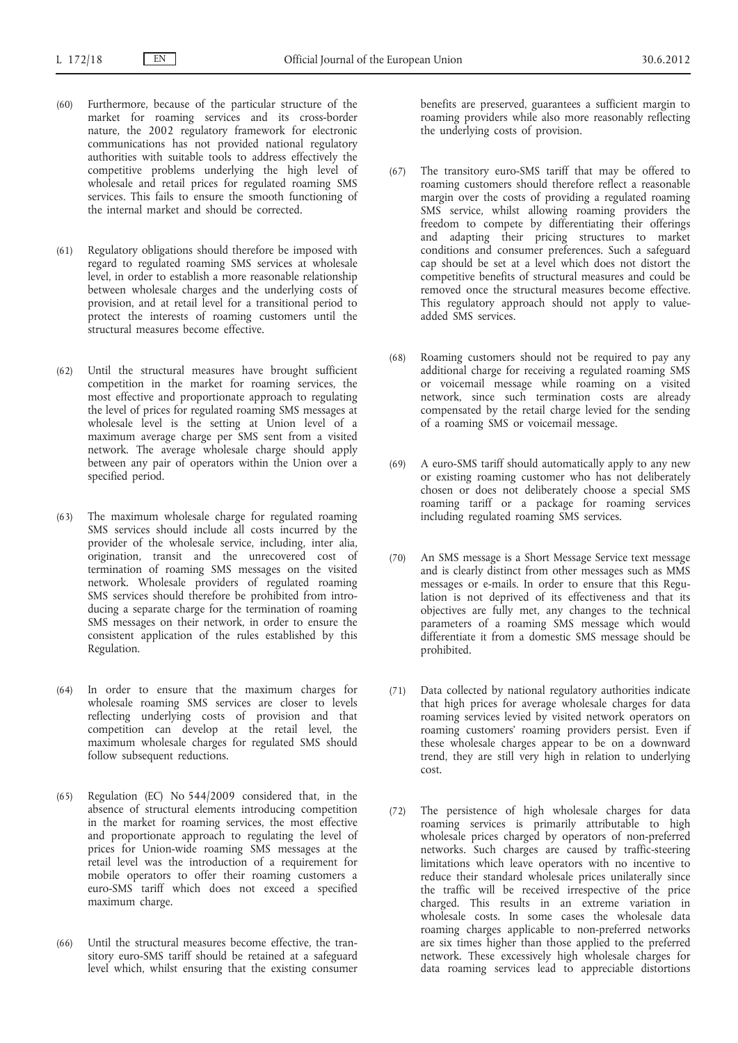(60) Furthermore, because of the particular structure of the market for roaming services and its cross-border nature, the 2002 regulatory framework for electronic communications has not provided national regulatory authorities with suitable tools to address effectively the competitive problems underlying the high level of wholesale and retail prices for regulated roaming SMS services. This fails to ensure the smooth functioning of the internal market and should be corrected.

(61) Regulatory obligations should therefore be imposed with regard to regulated roaming SMS services at wholesale level, in order to establish a more reasonable relationship between wholesale charges and the underlying costs of provision, and at retail level for a transitional period to protect the interests of roaming customers until the structural measures become effective.

(62) Until the structural measures have brought sufficient competition in the market for roaming services, the most effective and proportionate approach to regulating the level of prices for regulated roaming SMS messages at wholesale level is the setting at Union level of a maximum average charge per SMS sent from a visited network. The average wholesale charge should apply between any pair of operators within the Union over a specified period.

(63) The maximum wholesale charge for regulated roaming SMS services should include all costs incurred by the provider of the wholesale service, including, inter alia, origination, transit and the unrecovered cost of termination of roaming SMS messages on the visited network. Wholesale providers of regulated roaming SMS services should therefore be prohibited from introducing a separate charge for the termination of roaming SMS messages on their network, in order to ensure the consistent application of the rules established by this Regulation.

(64) In order to ensure that the maximum charges for wholesale roaming SMS services are closer to levels reflecting underlying costs of provision and that competition can develop at the retail level, the maximum wholesale charges for regulated SMS should follow subsequent reductions.

(65) Regulation (EC) No 544/2009 considered that, in the absence of structural elements introducing competition in the market for roaming services, the most effective and proportionate approach to regulating the level of prices for Union-wide roaming SMS messages at the retail level was the introduction of a requirement for mobile operators to offer their roaming customers a euro-SMS tariff which does not exceed a specified maximum charge.

(66) Until the structural measures become effective, the transitory euro-SMS tariff should be retained at a safeguard level which, whilst ensuring that the existing consumer benefits are preserved, guarantees a sufficient margin to roaming providers while also more reasonably reflecting the underlying costs of provision.

(67) The transitory euro-SMS tariff that may be offered to roaming customers should therefore reflect a reasonable margin over the costs of providing a regulated roaming SMS service, whilst allowing roaming providers the freedom to compete by differentiating their offerings and adapting their pricing structures to market conditions and consumer preferences. Such a safeguard cap should be set at a level which does not distort the competitive benefits of structural measures and could be removed once the structural measures become effective. This regulatory approach should not apply to value-added SMS services.

(68) Roaming customers should not be required to pay any additional charge for receiving a regulated roaming SMS or voicemail message while roaming on a visited network, since such termination costs are already compensated by the retail charge levied for the sending of a roaming SMS or voicemail message.

(69) A euro-SMS tariff should automatically apply to any new or existing roaming customer who has not deliberately chosen or does not deliberately choose a special SMS roaming tariff or a package for roaming services including regulated roaming SMS services.

(70) An SMS message is a Short Message Service text message and is clearly distinct from other messages such as MMS messages or e-mails. In order to ensure that this Regulation is not deprived of its effectiveness and that its objectives are fully met, any changes to the technical parameters of a roaming SMS message which would differentiate it from a domestic SMS message should be prohibited.

(71) Data collected by national regulatory authorities indicate that high prices for average wholesale charges for data roaming services levied by visited network operators on roaming customers' roaming providers persist. Even if these wholesale charges appear to be on a downward trend, they are still very high in relation to underlying cost.

(72) The persistence of high wholesale charges for data roaming services is primarily attributable to high wholesale prices charged by operators of non-preferred networks. Such charges are caused by traffic-steering limitations which leave operators with no incentive to reduce their standard wholesale prices unilaterally since the traffic will be received irrespective of the price charged. This results in an extreme variation in wholesale costs. In some cases the wholesale data roaming charges applicable to non-preferred networks are six times higher than those applied to the preferred network. These excessively high wholesale charges for data roaming services lead to appreciable distortions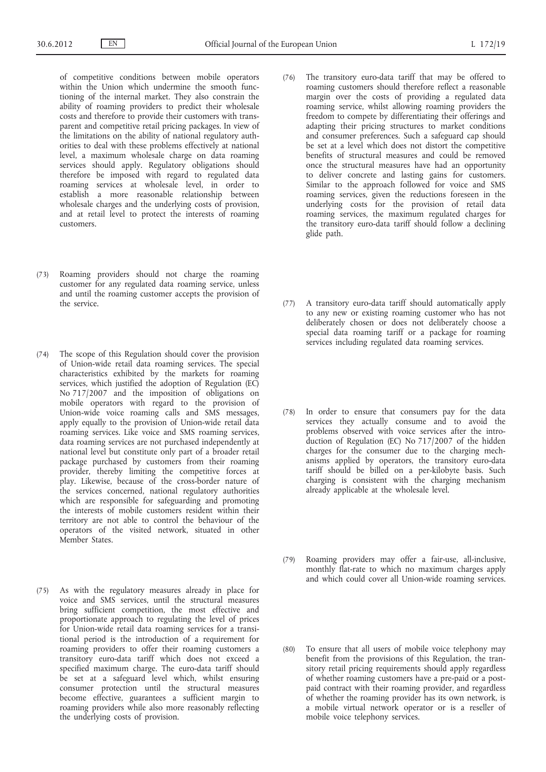of competitive conditions between mobile operators within the Union which undermine the smooth functioning of the internal market. They also constrain the ability of roaming providers to predict their wholesale costs and therefore to provide their customers with transparent and competitive retail pricing packages. In view of the limitations on the ability of national regulatory authorities to deal with these problems effectively at national level, a maximum wholesale charge on data roaming services should apply. Regulatory obligations should therefore be imposed with regard to regulated data roaming services at wholesale level, in order to establish a more reasonable relationship between wholesale charges and the underlying costs of provision, and at retail level to protect the interests of roaming customers.

(73) Roaming providers should not charge the roaming customer for any regulated data roaming service, unless and until the roaming customer accepts the provision of the service.

(74) The scope of this Regulation should cover the provision of Union-wide retail data roaming services. The special characteristics exhibited by the markets for roaming services, which justified the adoption of Regulation (EC) No 717/2007 and the imposition of obligations on mobile operators with regard to the provision of Union-wide voice roaming calls and SMS messages, apply equally to the provision of Union-wide retail data roaming services. Like voice and SMS roaming services, data roaming services are not purchased independently at national level but constitute only part of a broader retail package purchased by customers from their roaming provider, thereby limiting the competitive forces at play. Likewise, because of the cross-border nature of the services concerned, national regulatory authorities which are responsible for safeguarding and promoting the interests of mobile customers resident within their territory are not able to control the behaviour of the operators of the visited network, situated in other Member States.

(75) As with the regulatory measures already in place for voice and SMS services, until the structural measures bring sufficient competition, the most effective and proportionate approach to regulating the level of prices for Union-wide retail data roaming services for a transitional period is the introduction of a requirement for roaming providers to offer their roaming customers a transitory euro-data tariff which does not exceed a specified maximum charge. The euro-data tariff should be set at a safeguard level which, whilst ensuring consumer protection until the structural measures become effective, guarantees a sufficient margin to roaming providers while also more reasonably reflecting the underlying costs of provision.

(76) The transitory euro-data tariff that may be offered to roaming customers should therefore reflect a reasonable margin over the costs of providing a regulated data roaming service, whilst allowing roaming providers the freedom to compete by differentiating their offerings and adapting their pricing structures to market conditions and consumer preferences. Such a safeguard cap should be set at a level which does not distort the competitive benefits of structural measures and could be removed once the structural measures have had an opportunity to deliver concrete and lasting gains for customers. Similar to the approach followed for voice and SMS roaming services, given the reductions foreseen in the underlying costs for the provision of retail data roaming services, the maximum regulated charges for the transitory euro-data tariff should follow a declining glide path.

(77) A transitory euro-data tariff should automatically apply to any new or existing roaming customer who has not deliberately chosen or does not deliberately choose a special data roaming tariff or a package for roaming services including regulated data roaming services.

(78) In order to ensure that consumers pay for the data services they actually consume and to avoid the problems observed with voice services after the introduction of Regulation (EC) No 717/2007 of the hidden charges for the consumer due to the charging mechanisms applied by operators, the transitory euro-data tariff should be billed on a per-kilobyte basis. Such charging is consistent with the charging mechanism already applicable at the wholesale level.

(79) Roaming providers may offer a fair-use, all-inclusive, monthly flat-rate to which no maximum charges apply and which could cover all Union-wide roaming services.

(80) To ensure that all users of mobile voice telephony may benefit from the provisions of this Regulation, the transitory retail pricing requirements should apply regardless of whether roaming customers have a pre-paid or a post-paid contract with their roaming provider, and regardless of whether the roaming provider has its own network, is a mobile virtual network operator or is a reseller of mobile voice telephony services.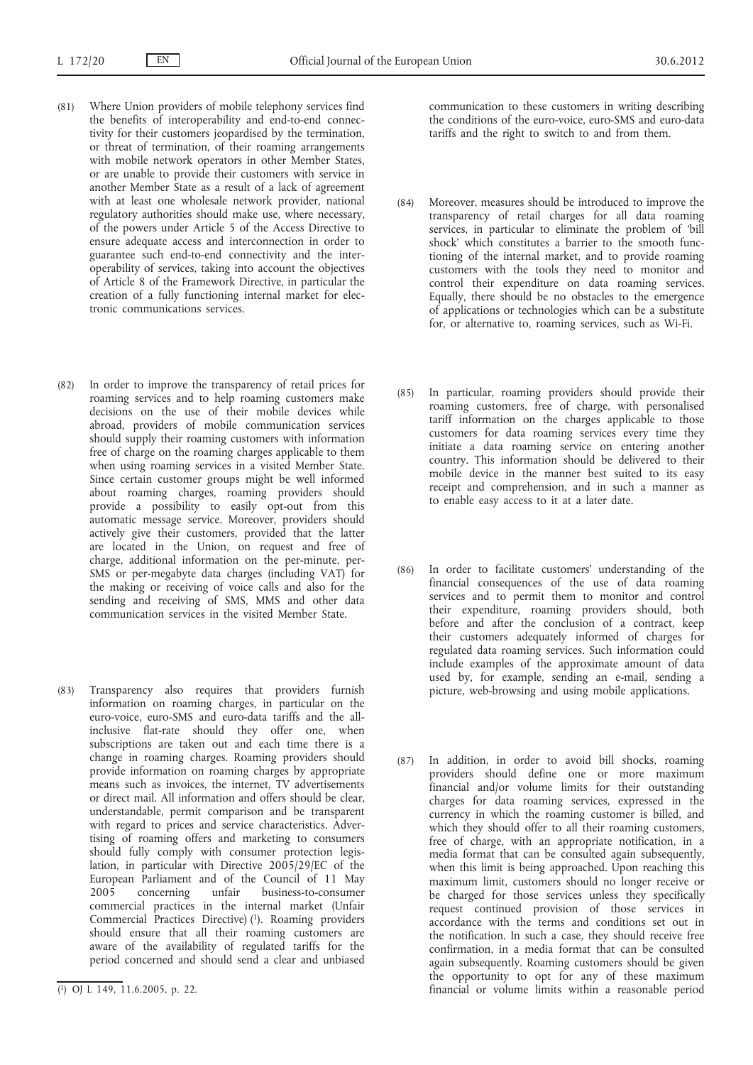(81) Where Union providers of mobile telephony services find the benefits of interoperability and end-to-end connectivity for their customers jeopardised by the termination, or threat of termination, of their roaming arrangements with mobile network operators in other Member States, or are unable to provide their customers with service in another Member State as a result of a lack of agreement with at least one wholesale network provider, national regulatory authorities should make use, where necessary, of the powers under Article 5 of the Access Directive to ensure adequate access and interconnection in order to guarantee such end-to-end connectivity and the interoperability of services, taking into account the objectives of Article 8 of the Framework Directive, in particular the creation of a fully functioning internal market for electronic communications services.

(82) In order to improve the transparency of retail prices for roaming services and to help roaming customers make decisions on the use of their mobile devices while abroad, providers of mobile communication services should supply their roaming customers with information free of charge on the roaming charges applicable to them when using roaming services in a visited Member State. Since certain customer groups might be well informed about roaming charges, roaming providers should provide a possibility to easily opt-out from this automatic message service. Moreover, providers should actively give their customers, provided that the latter are located in the Union, on request and free of charge, additional information on the per-minute, per-SMS or per-megabyte data charges (including VAT) for the making or receiving of voice calls and also for the sending and receiving of SMS, MMS and other data communication services in the visited Member State.

(83) Transparency also requires that providers furnish information on roaming charges, in particular on the euro-voice, euro-SMS and euro-data tariffs and the all-inclusive flat-rate should they offer one, when subscriptions are taken out and each time there is a change in roaming charges. Roaming providers should provide information on roaming charges by appropriate means such as invoices, the internet, TV advertisements or direct mail. All information and offers should be clear, understandable, permit comparison and be transparent with regard to prices and service characteristics. Advertising of roaming offers and marketing to consumers should fully comply with consumer protection legislation, in particular with Directive 2005/29/EC of the European Parliament and of the Council of 11 May 2005 concerning unfair business-to-consumer commercial practices in the internal market (Unfair Commercial Practices Directive) [1]. Roaming providers should ensure that all their roaming customers are aware of the availability of regulated tariffs for the period concerned and should send a clear and unbiased communication to these customers in writing describing the conditions of the euro-voice, euro-SMS and euro-data tariffs and the right to switch to and from them.

(84) Moreover, measures should be introduced to improve the transparency of retail charges for all data roaming services, in particular to eliminate the problem of 'bill shock' which constitutes a barrier to the smooth functioning of the internal market, and to provide roaming customers with the tools they need to monitor and control their expenditure on data roaming services. Equally, there should be no obstacles to the emergence of applications or technologies which can be a substitute for, or alternative to, roaming services, such as Wi-Fi.

(85) In particular, roaming providers should provide their roaming customers, free of charge, with personalised tariff information on the charges applicable to those customers for data roaming services every time they initiate a data roaming service on entering another country. This information should be delivered to their mobile device in the manner best suited to its easy receipt and comprehension, and in such a manner as to enable easy access to it at a later date.

(86) In order to facilitate customers' understanding of the financial consequences of the use of data roaming services and to permit them to monitor and control their expenditure, roaming providers should, both before and after the conclusion of a contract, keep their customers adequately informed of charges for regulated data roaming services. Such information could include examples of the approximate amount of data used by, for example, sending an e-mail, sending a picture, web-browsing and using mobile applications.

(87) In addition, in order to avoid bill shocks, roaming providers should define one or more maximum financial and/or volume limits for their outstanding charges for data roaming services, expressed in the currency in which the roaming customer is billed, and which they should offer to all their roaming customers, free of charge, with an appropriate notification, in a media format that can be consulted again subsequently, when this limit is being approached. Upon reaching this maximum limit, customers should no longer receive or be charged for those services unless they specifically request continued provision of those services in accordance with the terms and conditions set out in the notification. In such a case, they should receive free confirmation, in a media format that can be consulted again subsequently. Roaming customers should be given the opportunity to opt for any of these maximum financial or volume limits within a reasonable period

---

[1] OJ L 149, 11.6.2005, p. 22.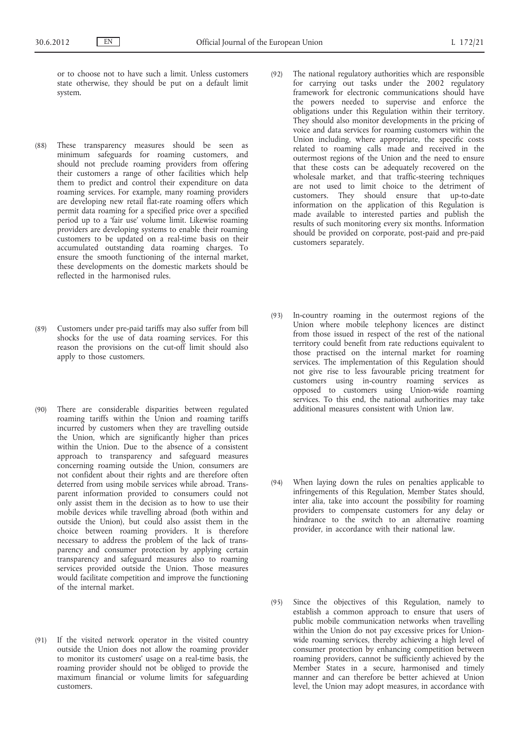or to choose not to have such a limit. Unless customers state otherwise, they should be put on a default limit system.

(88) These transparency measures should be seen as minimum safeguards for roaming customers, and should not preclude roaming providers from offering their customers a range of other facilities which help them to predict and control their expenditure on data roaming services. For example, many roaming providers are developing new retail flat-rate roaming offers which permit data roaming for a specified price over a specified period up to a 'fair use' volume limit. Likewise roaming providers are developing systems to enable their roaming customers to be updated on a real-time basis on their accumulated outstanding data roaming charges. To ensure the smooth functioning of the internal market, these developments on the domestic markets should be reflected in the harmonised rules.

(89) Customers under pre-paid tariffs may also suffer from bill shocks for the use of data roaming services. For this reason the provisions on the cut-off limit should also apply to those customers.

(90) There are considerable disparities between regulated roaming tariffs within the Union and roaming tariffs incurred by customers when they are travelling outside the Union, which are significantly higher than prices within the Union. Due to the absence of a consistent approach to transparency and safeguard measures concerning roaming outside the Union, consumers are not confident about their rights and are therefore often deterred from using mobile services while abroad. Transparent information provided to consumers could not only assist them in the decision as to how to use their mobile devices while travelling abroad (both within and outside the Union), but could also assist them in the choice between roaming providers. It is therefore necessary to address the problem of the lack of transparency and consumer protection by applying certain transparency and safeguard measures also to roaming services provided outside the Union. Those measures would facilitate competition and improve the functioning of the internal market.

(91) If the visited network operator in the visited country outside the Union does not allow the roaming provider to monitor its customers' usage on a real-time basis, the roaming provider should not be obliged to provide the maximum financial or volume limits for safeguarding customers.

(92) The national regulatory authorities which are responsible for carrying out tasks under the 2002 regulatory framework for electronic communications should have the powers needed to supervise and enforce the obligations under this Regulation within their territory. They should also monitor developments in the pricing of voice and data services for roaming customers within the Union including, where appropriate, the specific costs related to roaming calls made and received in the outermost regions of the Union and the need to ensure that these costs can be adequately recovered on the wholesale market, and that traffic-steering techniques are not used to limit choice to the detriment of customers. They should ensure that up-to-date information on the application of this Regulation is made available to interested parties and publish the results of such monitoring every six months. Information should be provided on corporate, post-paid and pre-paid customers separately.

(93) In-country roaming in the outermost regions of the Union where mobile telephony licences are distinct from those issued in respect of the rest of the national territory could benefit from rate reductions equivalent to those practised on the internal market for roaming services. The implementation of this Regulation should not give rise to less favourable pricing treatment for customers using in-country roaming services as opposed to customers using Union-wide roaming services. To this end, the national authorities may take additional measures consistent with Union law.

(94) When laying down the rules on penalties applicable to infringements of this Regulation, Member States should, inter alia, take into account the possibility for roaming providers to compensate customers for any delay or hindrance to the switch to an alternative roaming provider, in accordance with their national law.

(95) Since the objectives of this Regulation, namely to establish a common approach to ensure that users of public mobile communication networks when travelling within the Union do not pay excessive prices for Union-wide roaming services, thereby achieving a high level of consumer protection by enhancing competition between roaming providers, cannot be sufficiently achieved by the Member States in a secure, harmonised and timely manner and can therefore be better achieved at Union level, the Union may adopt measures, in accordance with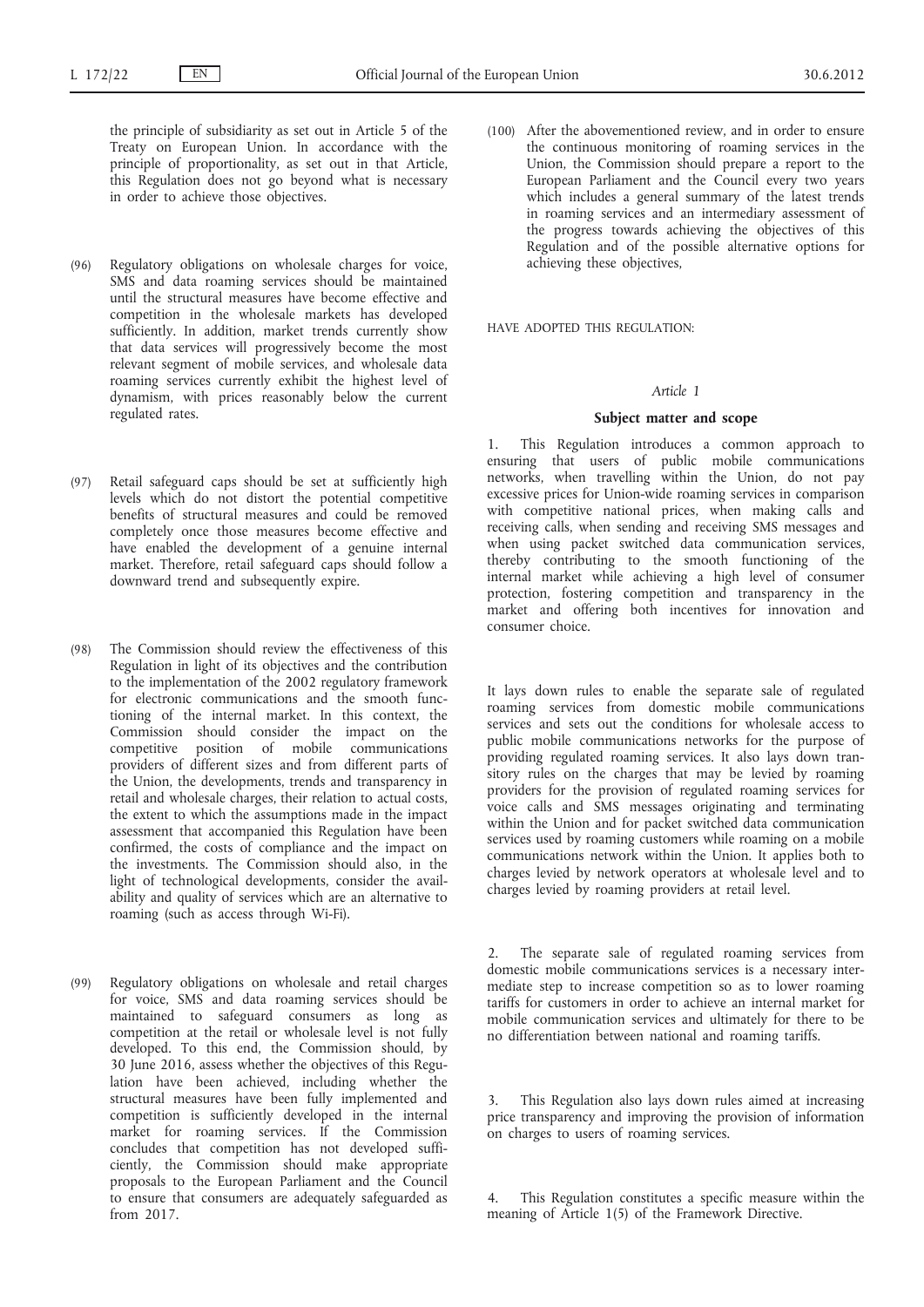the principle of subsidiarity as set out in Article 5 of the Treaty on European Union. In accordance with the principle of proportionality, as set out in that Article, this Regulation does not go beyond what is necessary in order to achieve those objectives.

(96) Regulatory obligations on wholesale charges for voice, SMS and data roaming services should be maintained until the structural measures have become effective and competition in the wholesale markets has developed sufficiently. In addition, market trends currently show that data services will progressively become the most relevant segment of mobile services, and wholesale data roaming services currently exhibit the highest level of dynamism, with prices reasonably below the current regulated rates.

(97) Retail safeguard caps should be set at sufficiently high levels which do not distort the potential competitive benefits of structural measures and could be removed completely once those measures become effective and have enabled the development of a genuine internal market. Therefore, retail safeguard caps should follow a downward trend and subsequently expire.

(98) The Commission should review the effectiveness of this Regulation in light of its objectives and the contribution to the implementation of the 2002 regulatory framework for electronic communications and the smooth functioning of the internal market. In this context, the Commission should consider the impact on the competitive position of mobile communications providers of different sizes and from different parts of the Union, the developments, trends and transparency in retail and wholesale charges, their relation to actual costs, the extent to which the assumptions made in the impact assessment that accompanied this Regulation have been confirmed, the costs of compliance and the impact on the investments. The Commission should also, in the light of technological developments, consider the availability and quality of services which are an alternative to roaming (such as access through Wi-Fi).

(99) Regulatory obligations on wholesale and retail charges for voice, SMS and data roaming services should be maintained to safeguard consumers as long as competition at the retail or wholesale level is not fully developed. To this end, the Commission should, by 30 June 2016, assess whether the objectives of this Regulation have been achieved, including whether the structural measures have been fully implemented and competition is sufficiently developed in the internal market for roaming services. If the Commission concludes that competition has not developed sufficiently, the Commission should make appropriate proposals to the European Parliament and the Council to ensure that consumers are adequately safeguarded as from 2017.

(100) After the abovementioned review, and in order to ensure the continuous monitoring of roaming services in the Union, the Commission should prepare a report to the European Parliament and the Council every two years which includes a general summary of the latest trends in roaming services and an intermediary assessment of the progress towards achieving the objectives of this Regulation and of the possible alternative options for achieving these objectives,

HAVE ADOPTED THIS REGULATION:

*Article 1*

**Subject matter and scope**

1. This Regulation introduces a common approach to ensuring that users of public mobile communications networks, when travelling within the Union, do not pay excessive prices for Union-wide roaming services in comparison with competitive national prices, when making calls and receiving calls, when sending and receiving SMS messages and when using packet switched data communication services, thereby contributing to the smooth functioning of the internal market while achieving a high level of consumer protection, fostering competition and transparency in the market and offering both incentives for innovation and consumer choice.

It lays down rules to enable the separate sale of regulated roaming services from domestic mobile communications services and sets out the conditions for wholesale access to public mobile communications networks for the purpose of providing regulated roaming services. It also lays down transitory rules on the charges that may be levied by roaming providers for the provision of regulated roaming services for voice calls and SMS messages originating and terminating within the Union and for packet switched data communication services used by roaming customers while roaming on a mobile communications network within the Union. It applies both to charges levied by network operators at wholesale level and to charges levied by roaming providers at retail level.

2. The separate sale of regulated roaming services from domestic mobile communications services is a necessary intermediate step to increase competition so as to lower roaming tariffs for customers in order to achieve an internal market for mobile communication services and ultimately for there to be no differentiation between national and roaming tariffs.

3. This Regulation also lays down rules aimed at increasing price transparency and improving the provision of information on charges to users of roaming services.

4. This Regulation constitutes a specific measure within the meaning of Article 1(5) of the Framework Directive.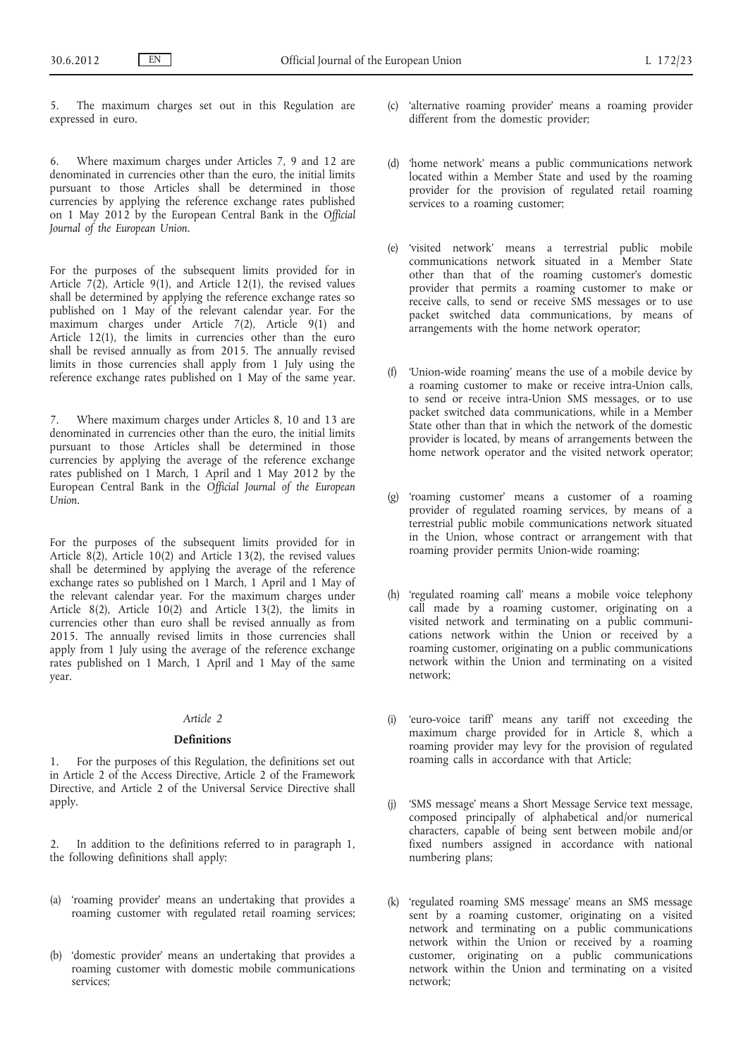5. The maximum charges set out in this Regulation are expressed in euro.

6. Where maximum charges under Articles 7, 9 and 12 are denominated in currencies other than the euro, the initial limits pursuant to those Articles shall be determined in those currencies by applying the reference exchange rates published on 1 May 2012 by the European Central Bank in the *Official Journal of the European Union*.

For the purposes of the subsequent limits provided for in Article 7(2), Article 9(1), and Article 12(1), the revised values shall be determined by applying the reference exchange rates so published on 1 May of the relevant calendar year. For the maximum charges under Article 7(2), Article 9(1) and Article 12(1), the limits in currencies other than the euro shall be revised annually as from 2015. The annually revised limits in those currencies shall apply from 1 July using the reference exchange rates published on 1 May of the same year.

7. Where maximum charges under Articles 8, 10 and 13 are denominated in currencies other than the euro, the initial limits pursuant to those Articles shall be determined in those currencies by applying the average of the reference exchange rates published on 1 March, 1 April and 1 May 2012 by the European Central Bank in the *Official Journal of the European Union*.

For the purposes of the subsequent limits provided for in Article 8(2), Article 10(2) and Article 13(2), the revised values shall be determined by applying the average of the reference exchange rates so published on 1 March, 1 April and 1 May of the relevant calendar year. For the maximum charges under Article 8(2), Article 10(2) and Article 13(2), the limits in currencies other than euro shall be revised annually as from 2015. The annually revised limits in those currencies shall apply from 1 July using the average of the reference exchange rates published on 1 March, 1 April and 1 May of the same year.

*Article 2*

**Definitions**

1. For the purposes of this Regulation, the definitions set out in Article 2 of the Access Directive, Article 2 of the Framework Directive, and Article 2 of the Universal Service Directive shall apply.

2. In addition to the definitions referred to in paragraph 1, the following definitions shall apply:

(a) 'roaming provider' means an undertaking that provides a roaming customer with regulated retail roaming services;

(b) 'domestic provider' means an undertaking that provides a roaming customer with domestic mobile communications services;

(c) 'alternative roaming provider' means a roaming provider different from the domestic provider;

(d) 'home network' means a public communications network located within a Member State and used by the roaming provider for the provision of regulated retail roaming services to a roaming customer;

(e) 'visited network' means a terrestrial public mobile communications network situated in a Member State other than that of the roaming customer's domestic provider that permits a roaming customer to make or receive calls, to send or receive SMS messages or to use packet switched data communications, by means of arrangements with the home network operator;

(f) 'Union-wide roaming' means the use of a mobile device by a roaming customer to make or receive intra-Union calls, to send or receive intra-Union SMS messages, or to use packet switched data communications, while in a Member State other than that in which the network of the domestic provider is located, by means of arrangements between the home network operator and the visited network operator;

(g) 'roaming customer' means a customer of a roaming provider of regulated roaming services, by means of a terrestrial public mobile communications network situated in the Union, whose contract or arrangement with that roaming provider permits Union-wide roaming;

(h) 'regulated roaming call' means a mobile voice telephony call made by a roaming customer, originating on a visited network and terminating on a public communications network within the Union or received by a roaming customer, originating on a public communications network within the Union and terminating on a visited network;

(i) 'euro-voice tariff' means any tariff not exceeding the maximum charge provided for in Article 8, which a roaming provider may levy for the provision of regulated roaming calls in accordance with that Article;

(j) 'SMS message' means a Short Message Service text message, composed principally of alphabetical and/or numerical characters, capable of being sent between mobile and/or fixed numbers assigned in accordance with national numbering plans;

(k) 'regulated roaming SMS message' means an SMS message sent by a roaming customer, originating on a visited network and terminating on a public communications network within the Union or received by a roaming customer, originating on a public communications network within the Union and terminating on a visited network;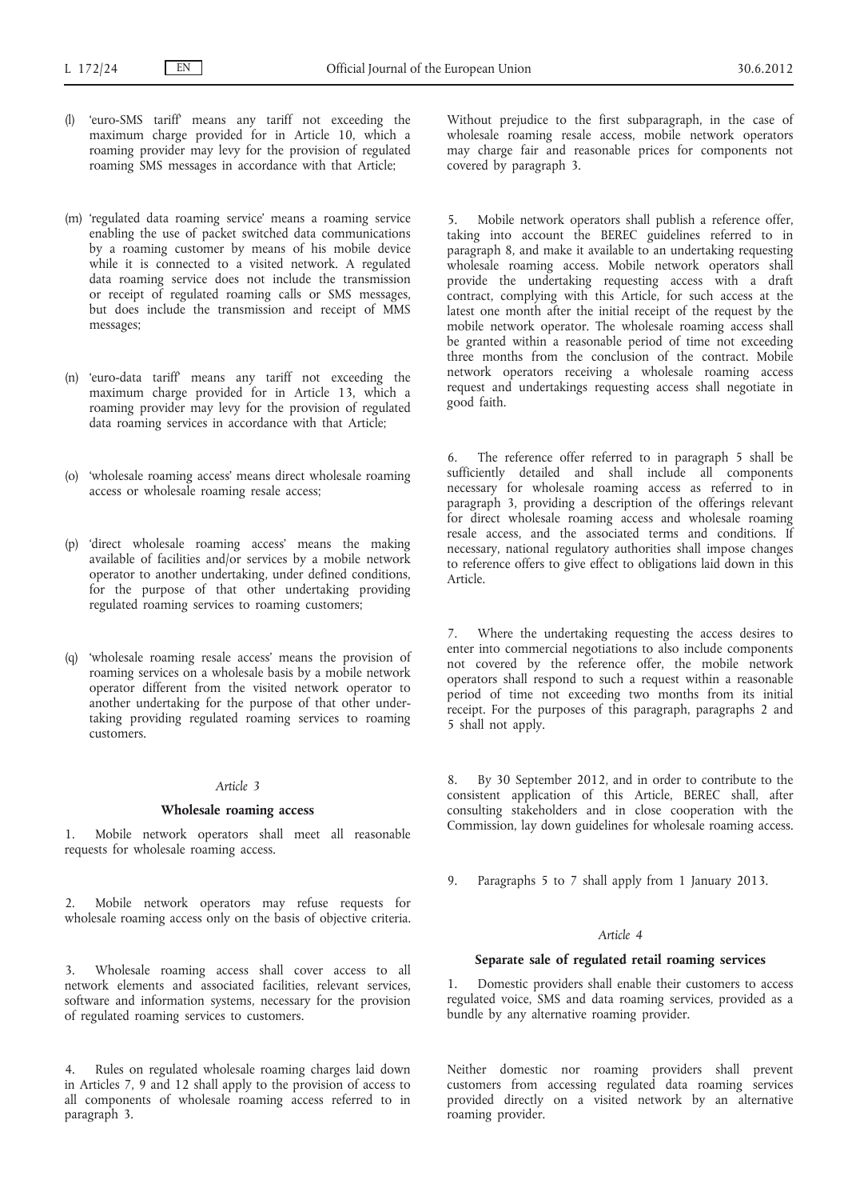(l) 'euro-SMS tariff' means any tariff not exceeding the maximum charge provided for in Article 10, which a roaming provider may levy for the provision of regulated roaming SMS messages in accordance with that Article;

(m) 'regulated data roaming service' means a roaming service enabling the use of packet switched data communications by a roaming customer by means of his mobile device while it is connected to a visited network. A regulated data roaming service does not include the transmission or receipt of regulated roaming calls or SMS messages, but does include the transmission and receipt of MMS messages;

(n) 'euro-data tariff' means any tariff not exceeding the maximum charge provided for in Article 13, which a roaming provider may levy for the provision of regulated data roaming services in accordance with that Article;

(o) 'wholesale roaming access' means direct wholesale roaming access or wholesale roaming resale access;

(p) 'direct wholesale roaming access' means the making available of facilities and/or services by a mobile network operator to another undertaking, under defined conditions, for the purpose of that other undertaking providing regulated roaming services to roaming customers;

(q) 'wholesale roaming resale access' means the provision of roaming services on a wholesale basis by a mobile network operator different from the visited network operator to another undertaking for the purpose of that other undertaking providing regulated roaming services to roaming customers.

*Article 3*

**Wholesale roaming access**

1. Mobile network operators shall meet all reasonable requests for wholesale roaming access.

2. Mobile network operators may refuse requests for wholesale roaming access only on the basis of objective criteria.

3. Wholesale roaming access shall cover access to all network elements and associated facilities, relevant services, software and information systems, necessary for the provision of regulated roaming services to customers.

4. Rules on regulated wholesale roaming charges laid down in Articles 7, 9 and 12 shall apply to the provision of access to all components of wholesale roaming access referred to in paragraph 3.

Without prejudice to the first subparagraph, in the case of wholesale roaming resale access, mobile network operators may charge fair and reasonable prices for components not covered by paragraph 3.

5. Mobile network operators shall publish a reference offer, taking into account the BEREC guidelines referred to in paragraph 8, and make it available to an undertaking requesting wholesale roaming access. Mobile network operators shall provide the undertaking requesting access with a draft contract, complying with this Article, for such access at the latest one month after the initial receipt of the request by the mobile network operator. The wholesale roaming access shall be granted within a reasonable period of time not exceeding three months from the conclusion of the contract. Mobile network operators receiving a wholesale roaming access request and undertakings requesting access shall negotiate in good faith.

6. The reference offer referred to in paragraph 5 shall be sufficiently detailed and shall include all components necessary for wholesale roaming access as referred to in paragraph 3, providing a description of the offerings relevant for direct wholesale roaming access and wholesale roaming resale access, and the associated terms and conditions. If necessary, national regulatory authorities shall impose changes to reference offers to give effect to obligations laid down in this Article.

7. Where the undertaking requesting the access desires to enter into commercial negotiations to also include components not covered by the reference offer, the mobile network operators shall respond to such a request within a reasonable period of time not exceeding two months from its initial receipt. For the purposes of this paragraph, paragraphs 2 and 5 shall not apply.

8. By 30 September 2012, and in order to contribute to the consistent application of this Article, BEREC shall, after consulting stakeholders and in close cooperation with the Commission, lay down guidelines for wholesale roaming access.

9. Paragraphs 5 to 7 shall apply from 1 January 2013.

*Article 4*

**Separate sale of regulated retail roaming services**

1. Domestic providers shall enable their customers to access regulated voice, SMS and data roaming services, provided as a bundle by any alternative roaming provider.

Neither domestic nor roaming providers shall prevent customers from accessing regulated data roaming services provided directly on a visited network by an alternative roaming provider.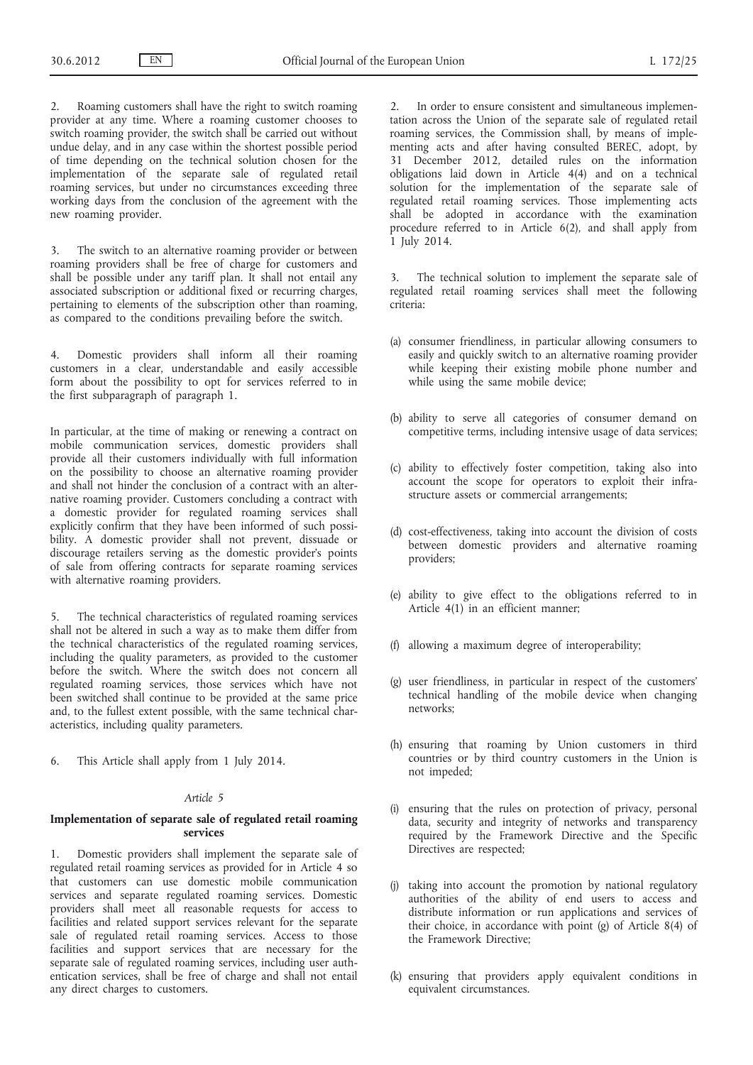2. Roaming customers shall have the right to switch roaming provider at any time. Where a roaming customer chooses to switch roaming provider, the switch shall be carried out without undue delay, and in any case within the shortest possible period of time depending on the technical solution chosen for the implementation of the separate sale of regulated retail roaming services, but under no circumstances exceeding three working days from the conclusion of the agreement with the new roaming provider.

3. The switch to an alternative roaming provider or between roaming providers shall be free of charge for customers and shall be possible under any tariff plan. It shall not entail any associated subscription or additional fixed or recurring charges, pertaining to elements of the subscription other than roaming, as compared to the conditions prevailing before the switch.

4. Domestic providers shall inform all their roaming customers in a clear, understandable and easily accessible form about the possibility to opt for services referred to in the first subparagraph of paragraph 1.

In particular, at the time of making or renewing a contract on mobile communication services, domestic providers shall provide all their customers individually with full information on the possibility to choose an alternative roaming provider and shall not hinder the conclusion of a contract with an alternative roaming provider. Customers concluding a contract with a domestic provider for regulated roaming services shall explicitly confirm that they have been informed of such possibility. A domestic provider shall not prevent, dissuade or discourage retailers serving as the domestic provider's points of sale from offering contracts for separate roaming services with alternative roaming providers.

5. The technical characteristics of regulated roaming services shall not be altered in such a way as to make them differ from the technical characteristics of the regulated roaming services, including the quality parameters, as provided to the customer before the switch. Where the switch does not concern all regulated roaming services, those services which have not been switched shall continue to be provided at the same price and, to the fullest extent possible, with the same technical characteristics, including quality parameters.

6. This Article shall apply from 1 July 2014.

*Article 5*

**Implementation of separate sale of regulated retail roaming services**

1. Domestic providers shall implement the separate sale of regulated retail roaming services as provided for in Article 4 so that customers can use domestic mobile communication services and separate regulated roaming services. Domestic providers shall meet all reasonable requests for access to facilities and related support services relevant for the separate sale of regulated retail roaming services. Access to those facilities and support services that are necessary for the separate sale of regulated roaming services, including user authentication services, shall be free of charge and shall not entail any direct charges to customers.

2. In order to ensure consistent and simultaneous implementation across the Union of the separate sale of regulated retail roaming services, the Commission shall, by means of implementing acts and after having consulted BEREC, adopt, by 31 December 2012, detailed rules on the information obligations laid down in Article 4(4) and on a technical solution for the implementation of the separate sale of regulated retail roaming services. Those implementing acts shall be adopted in accordance with the examination procedure referred to in Article 6(2), and shall apply from 1 July 2014.

3. The technical solution to implement the separate sale of regulated retail roaming services shall meet the following criteria:

(a) consumer friendliness, in particular allowing consumers to easily and quickly switch to an alternative roaming provider while keeping their existing mobile phone number and while using the same mobile device;

(b) ability to serve all categories of consumer demand on competitive terms, including intensive usage of data services;

(c) ability to effectively foster competition, taking also into account the scope for operators to exploit their infrastructure assets or commercial arrangements;

(d) cost-effectiveness, taking into account the division of costs between domestic providers and alternative roaming providers;

(e) ability to give effect to the obligations referred to in Article 4(1) in an efficient manner;

(f) allowing a maximum degree of interoperability;

(g) user friendliness, in particular in respect of the customers' technical handling of the mobile device when changing networks;

(h) ensuring that roaming by Union customers in third countries or by third country customers in the Union is not impeded;

(i) ensuring that the rules on protection of privacy, personal data, security and integrity of networks and transparency required by the Framework Directive and the Specific Directives are respected;

(j) taking into account the promotion by national regulatory authorities of the ability of end users to access and distribute information or run applications and services of their choice, in accordance with point (g) of Article 8(4) of the Framework Directive;

(k) ensuring that providers apply equivalent conditions in equivalent circumstances.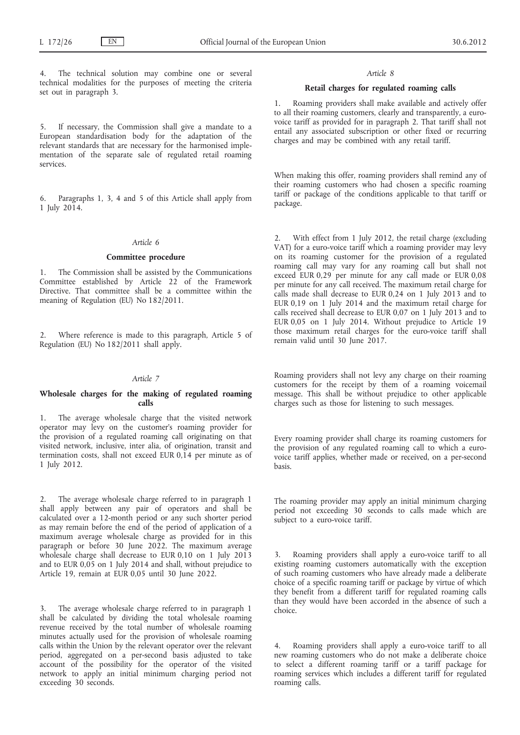4. The technical solution may combine one or several technical modalities for the purposes of meeting the criteria set out in paragraph 3.

5. If necessary, the Commission shall give a mandate to a European standardisation body for the adaptation of the relevant standards that are necessary for the harmonised implementation of the separate sale of regulated retail roaming services.

6. Paragraphs 1, 3, 4 and 5 of this Article shall apply from 1 July 2014.

*Article 6*

**Committee procedure**

1. The Commission shall be assisted by the Communications Committee established by Article 22 of the Framework Directive. That committee shall be a committee within the meaning of Regulation (EU) No 182/2011.

2. Where reference is made to this paragraph, Article 5 of Regulation (EU) No 182/2011 shall apply.

*Article 7*

**Wholesale charges for the making of regulated roaming calls**

1. The average wholesale charge that the visited network operator may levy on the customer's roaming provider for the provision of a regulated roaming call originating on that visited network, inclusive, inter alia, of origination, transit and termination costs, shall not exceed EUR 0,14 per minute as of 1 July 2012.

2. The average wholesale charge referred to in paragraph 1 shall apply between any pair of operators and shall be calculated over a 12-month period or any such shorter period as may remain before the end of the period of application of a maximum average wholesale charge as provided for in this paragraph or before 30 June 2022. The maximum average wholesale charge shall decrease to EUR 0,10 on 1 July 2013 and to EUR 0,05 on 1 July 2014 and shall, without prejudice to Article 19, remain at EUR 0,05 until 30 June 2022.

3. The average wholesale charge referred to in paragraph 1 shall be calculated by dividing the total wholesale roaming revenue received by the total number of wholesale roaming minutes actually used for the provision of wholesale roaming calls within the Union by the relevant operator over the relevant period, aggregated on a per-second basis adjusted to take account of the possibility for the operator of the visited network to apply an initial minimum charging period not exceeding 30 seconds.

*Article 8*

**Retail charges for regulated roaming calls**

1. Roaming providers shall make available and actively offer to all their roaming customers, clearly and transparently, a euro-voice tariff as provided for in paragraph 2. That tariff shall not entail any associated subscription or other fixed or recurring charges and may be combined with any retail tariff.

When making this offer, roaming providers shall remind any of their roaming customers who had chosen a specific roaming tariff or package of the conditions applicable to that tariff or package.

2. With effect from 1 July 2012, the retail charge (excluding VAT) for a euro-voice tariff which a roaming provider may levy on its roaming customer for the provision of a regulated roaming call may vary for any roaming call but shall not exceed EUR 0,29 per minute for any call made or EUR 0,08 per minute for any call received. The maximum retail charge for calls made shall decrease to EUR 0,24 on 1 July 2013 and to EUR 0,19 on 1 July 2014 and the maximum retail charge for calls received shall decrease to EUR 0,07 on 1 July 2013 and to EUR 0,05 on 1 July 2014. Without prejudice to Article 19 those maximum retail charges for the euro-voice tariff shall remain valid until 30 June 2017.

Roaming providers shall not levy any charge on their roaming customers for the receipt by them of a roaming voicemail message. This shall be without prejudice to other applicable charges such as those for listening to such messages.

Every roaming provider shall charge its roaming customers for the provision of any regulated roaming call to which a euro-voice tariff applies, whether made or received, on a per-second basis.

The roaming provider may apply an initial minimum charging period not exceeding 30 seconds to calls made which are subject to a euro-voice tariff.

3. Roaming providers shall apply a euro-voice tariff to all existing roaming customers automatically with the exception of such roaming customers who have already made a deliberate choice of a specific roaming tariff or package by virtue of which they benefit from a different tariff for regulated roaming calls than they would have been accorded in the absence of such a choice.

4. Roaming providers shall apply a euro-voice tariff to all new roaming customers who do not make a deliberate choice to select a different roaming tariff or a tariff package for roaming services which includes a different tariff for regulated roaming calls.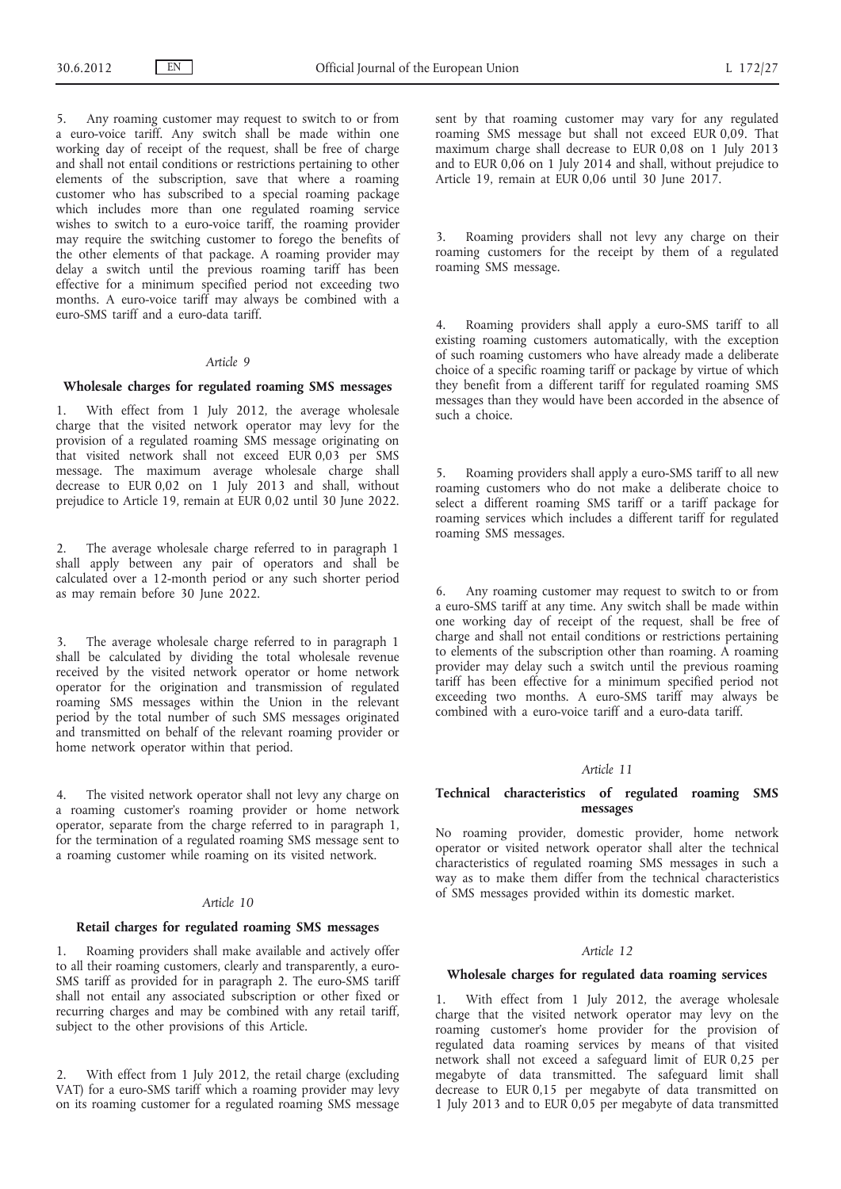5. Any roaming customer may request to switch to or from a euro-voice tariff. Any switch shall be made within one working day of receipt of the request, shall be free of charge and shall not entail conditions or restrictions pertaining to other elements of the subscription, save that where a roaming customer who has subscribed to a special roaming package which includes more than one regulated roaming service wishes to switch to a euro-voice tariff, the roaming provider may require the switching customer to forego the benefits of the other elements of that package. A roaming provider may delay a switch until the previous roaming tariff has been effective for a minimum specified period not exceeding two months. A euro-voice tariff may always be combined with a euro-SMS tariff and a euro-data tariff.

*Article 9*

**Wholesale charges for regulated roaming SMS messages**

1. With effect from 1 July 2012, the average wholesale charge that the visited network operator may levy for the provision of a regulated roaming SMS message originating on that visited network shall not exceed EUR 0,03 per SMS message. The maximum average wholesale charge shall decrease to EUR 0,02 on 1 July 2013 and shall, without prejudice to Article 19, remain at EUR 0,02 until 30 June 2022.

2. The average wholesale charge referred to in paragraph 1 shall apply between any pair of operators and shall be calculated over a 12-month period or any such shorter period as may remain before 30 June 2022.

3. The average wholesale charge referred to in paragraph 1 shall be calculated by dividing the total wholesale revenue received by the visited network operator or home network operator for the origination and transmission of regulated roaming SMS messages within the Union in the relevant period by the total number of such SMS messages originated and transmitted on behalf of the relevant roaming provider or home network operator within that period.

4. The visited network operator shall not levy any charge on a roaming customer's roaming provider or home network operator, separate from the charge referred to in paragraph 1, for the termination of a regulated roaming SMS message sent to a roaming customer while roaming on its visited network.

*Article 10*

**Retail charges for regulated roaming SMS messages**

1. Roaming providers shall make available and actively offer to all their roaming customers, clearly and transparently, a euro-SMS tariff as provided for in paragraph 2. The euro-SMS tariff shall not entail any associated subscription or other fixed or recurring charges and may be combined with any retail tariff, subject to the other provisions of this Article.

2. With effect from 1 July 2012, the retail charge (excluding VAT) for a euro-SMS tariff which a roaming provider may levy on its roaming customer for a regulated roaming SMS message sent by that roaming customer may vary for any regulated roaming SMS message but shall not exceed EUR 0,09. That maximum charge shall decrease to EUR 0,08 on 1 July 2013 and to EUR 0,06 on 1 July 2014 and shall, without prejudice to Article 19, remain at EUR 0,06 until 30 June 2017.

3. Roaming providers shall not levy any charge on their roaming customers for the receipt by them of a regulated roaming SMS message.

4. Roaming providers shall apply a euro-SMS tariff to all existing roaming customers automatically, with the exception of such roaming customers who have already made a deliberate choice of a specific roaming tariff or package by virtue of which they benefit from a different tariff for regulated roaming SMS messages than they would have been accorded in the absence of such a choice.

5. Roaming providers shall apply a euro-SMS tariff to all new roaming customers who do not make a deliberate choice to select a different roaming SMS tariff or a tariff package for roaming services which includes a different tariff for regulated roaming SMS messages.

6. Any roaming customer may request to switch to or from a euro-SMS tariff at any time. Any switch shall be made within one working day of receipt of the request, shall be free of charge and shall not entail conditions or restrictions pertaining to elements of the subscription other than roaming. A roaming provider may delay such a switch until the previous roaming tariff has been effective for a minimum specified period not exceeding two months. A euro-SMS tariff may always be combined with a euro-voice tariff and a euro-data tariff.

*Article 11*

**Technical characteristics of regulated roaming SMS messages**

No roaming provider, domestic provider, home network operator or visited network operator shall alter the technical characteristics of regulated roaming SMS messages in such a way as to make them differ from the technical characteristics of SMS messages provided within its domestic market.

*Article 12*

**Wholesale charges for regulated data roaming services**

1. With effect from 1 July 2012, the average wholesale charge that the visited network operator may levy on the roaming customer's home provider for the provision of regulated data roaming services by means of that visited network shall not exceed a safeguard limit of EUR 0,25 per megabyte of data transmitted. The safeguard limit shall decrease to EUR 0,15 per megabyte of data transmitted on 1 July 2013 and to EUR 0,05 per megabyte of data transmitted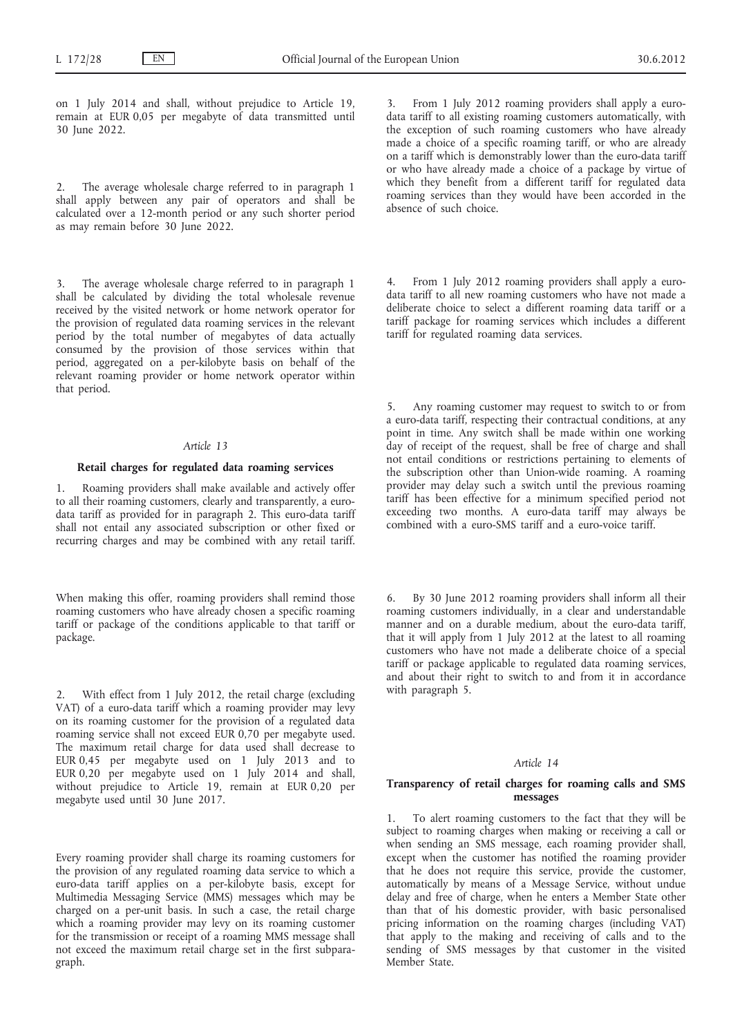on 1 July 2014 and shall, without prejudice to Article 19, remain at EUR 0,05 per megabyte of data transmitted until 30 June 2022.

2. The average wholesale charge referred to in paragraph 1 shall apply between any pair of operators and shall be calculated over a 12-month period or any such shorter period as may remain before 30 June 2022.

3. The average wholesale charge referred to in paragraph 1 shall be calculated by dividing the total wholesale revenue received by the visited network or home network operator for the provision of regulated data roaming services in the relevant period by the total number of megabytes of data actually consumed by the provision of those services within that period, aggregated on a per-kilobyte basis on behalf of the relevant roaming provider or home network operator within that period.

*Article 13*

**Retail charges for regulated data roaming services**

1. Roaming providers shall make available and actively offer to all their roaming customers, clearly and transparently, a euro-data tariff as provided for in paragraph 2. This euro-data tariff shall not entail any associated subscription or other fixed or recurring charges and may be combined with any retail tariff.

When making this offer, roaming providers shall remind those roaming customers who have already chosen a specific roaming tariff or package of the conditions applicable to that tariff or package.

2. With effect from 1 July 2012, the retail charge (excluding VAT) of a euro-data tariff which a roaming provider may levy on its roaming customer for the provision of a regulated data roaming service shall not exceed EUR 0,70 per megabyte used. The maximum retail charge for data used shall decrease to EUR 0,45 per megabyte used on 1 July 2013 and to EUR 0,20 per megabyte used on 1 July 2014 and shall, without prejudice to Article 19, remain at EUR 0,20 per megabyte used until 30 June 2017.

Every roaming provider shall charge its roaming customers for the provision of any regulated roaming data service to which a euro-data tariff applies on a per-kilobyte basis, except for Multimedia Messaging Service (MMS) messages which may be charged on a per-unit basis. In such a case, the retail charge which a roaming provider may levy on its roaming customer for the transmission or receipt of a roaming MMS message shall not exceed the maximum retail charge set in the first subparagraph.

3. From 1 July 2012 roaming providers shall apply a euro-data tariff to all existing roaming customers automatically, with the exception of such roaming customers who have already made a choice of a specific roaming tariff, or who are already on a tariff which is demonstrably lower than the euro-data tariff or who have already made a choice of a package by virtue of which they benefit from a different tariff for regulated data roaming services than they would have been accorded in the absence of such choice.

4. From 1 July 2012 roaming providers shall apply a euro-data tariff to all new roaming customers who have not made a deliberate choice to select a different roaming data tariff or a tariff package for roaming services which includes a different tariff for regulated roaming data services.

5. Any roaming customer may request to switch to or from a euro-data tariff, respecting their contractual conditions, at any point in time. Any switch shall be made within one working day of receipt of the request, shall be free of charge and shall not entail conditions or restrictions pertaining to elements of the subscription other than Union-wide roaming. A roaming provider may delay such a switch until the previous roaming tariff has been effective for a minimum specified period not exceeding two months. A euro-data tariff may always be combined with a euro-SMS tariff and a euro-voice tariff.

6. By 30 June 2012 roaming providers shall inform all their roaming customers individually, in a clear and understandable manner and on a durable medium, about the euro-data tariff, that it will apply from 1 July 2012 at the latest to all roaming customers who have not made a deliberate choice of a special tariff or package applicable to regulated data roaming services, and about their right to switch to and from it in accordance with paragraph 5.

*Article 14*

**Transparency of retail charges for roaming calls and SMS messages**

1. To alert roaming customers to the fact that they will be subject to roaming charges when making or receiving a call or when sending an SMS message, each roaming provider shall, except when the customer has notified the roaming provider that he does not require this service, provide the customer, automatically by means of a Message Service, without undue delay and free of charge, when he enters a Member State other than that of his domestic provider, with basic personalised pricing information on the roaming charges (including VAT) that apply to the making and receiving of calls and to the sending of SMS messages by that customer in the visited Member State.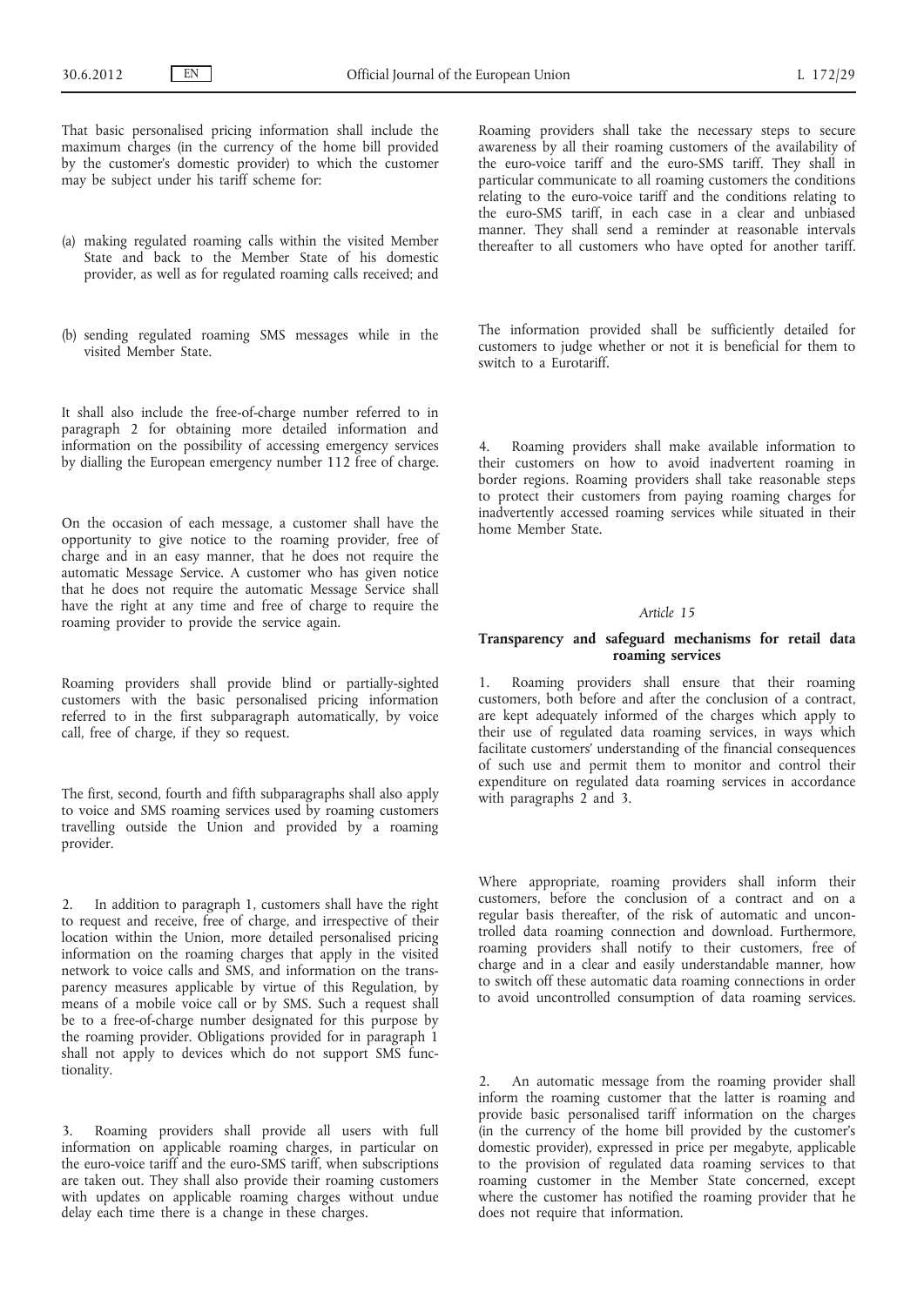That basic personalised pricing information shall include the maximum charges (in the currency of the home bill provided by the customer's domestic provider) to which the customer may be subject under his tariff scheme for:

(a) making regulated roaming calls within the visited Member State and back to the Member State of his domestic provider, as well as for regulated roaming calls received; and

(b) sending regulated roaming SMS messages while in the visited Member State.

It shall also include the free-of-charge number referred to in paragraph 2 for obtaining more detailed information and information on the possibility of accessing emergency services by dialling the European emergency number 112 free of charge.

On the occasion of each message, a customer shall have the opportunity to give notice to the roaming provider, free of charge and in an easy manner, that he does not require the automatic Message Service. A customer who has given notice that he does not require the automatic Message Service shall have the right at any time and free of charge to require the roaming provider to provide the service again.

Roaming providers shall provide blind or partially-sighted customers with the basic personalised pricing information referred to in the first subparagraph automatically, by voice call, free of charge, if they so request.

The first, second, fourth and fifth subparagraphs shall also apply to voice and SMS roaming services used by roaming customers travelling outside the Union and provided by a roaming provider.

2. In addition to paragraph 1, customers shall have the right to request and receive, free of charge, and irrespective of their location within the Union, more detailed personalised pricing information on the roaming charges that apply in the visited network to voice calls and SMS, and information on the transparency measures applicable by virtue of this Regulation, by means of a mobile voice call or by SMS. Such a request shall be to a free-of-charge number designated for this purpose by the roaming provider. Obligations provided for in paragraph 1 shall not apply to devices which do not support SMS functionality.

3. Roaming providers shall provide all users with full information on applicable roaming charges, in particular on the euro-voice tariff and the euro-SMS tariff, when subscriptions are taken out. They shall also provide their roaming customers with updates on applicable roaming charges without undue delay each time there is a change in these charges.

Roaming providers shall take the necessary steps to secure awareness by all their roaming customers of the availability of the euro-voice tariff and the euro-SMS tariff. They shall in particular communicate to all roaming customers the conditions relating to the euro-voice tariff and the conditions relating to the euro-SMS tariff, in each case in a clear and unbiased manner. They shall send a reminder at reasonable intervals thereafter to all customers who have opted for another tariff.

The information provided shall be sufficiently detailed for customers to judge whether or not it is beneficial for them to switch to a Eurotariff.

4. Roaming providers shall make available information to their customers on how to avoid inadvertent roaming in border regions. Roaming providers shall take reasonable steps to protect their customers from paying roaming charges for inadvertently accessed roaming services while situated in their home Member State.

*Article 15*

**Transparency and safeguard mechanisms for retail data roaming services**

1. Roaming providers shall ensure that their roaming customers, both before and after the conclusion of a contract, are kept adequately informed of the charges which apply to their use of regulated data roaming services, in ways which facilitate customers' understanding of the financial consequences of such use and permit them to monitor and control their expenditure on regulated data roaming services in accordance with paragraphs 2 and 3.

Where appropriate, roaming providers shall inform their customers, before the conclusion of a contract and on a regular basis thereafter, of the risk of automatic and uncontrolled data roaming connection and download. Furthermore, roaming providers shall notify to their customers, free of charge and in a clear and easily understandable manner, how to switch off these automatic data roaming connections in order to avoid uncontrolled consumption of data roaming services.

2. An automatic message from the roaming provider shall inform the roaming customer that the latter is roaming and provide basic personalised tariff information on the charges (in the currency of the home bill provided by the customer's domestic provider), expressed in price per megabyte, applicable to the provision of regulated data roaming services to that roaming customer in the Member State concerned, except where the customer has notified the roaming provider that he does not require that information.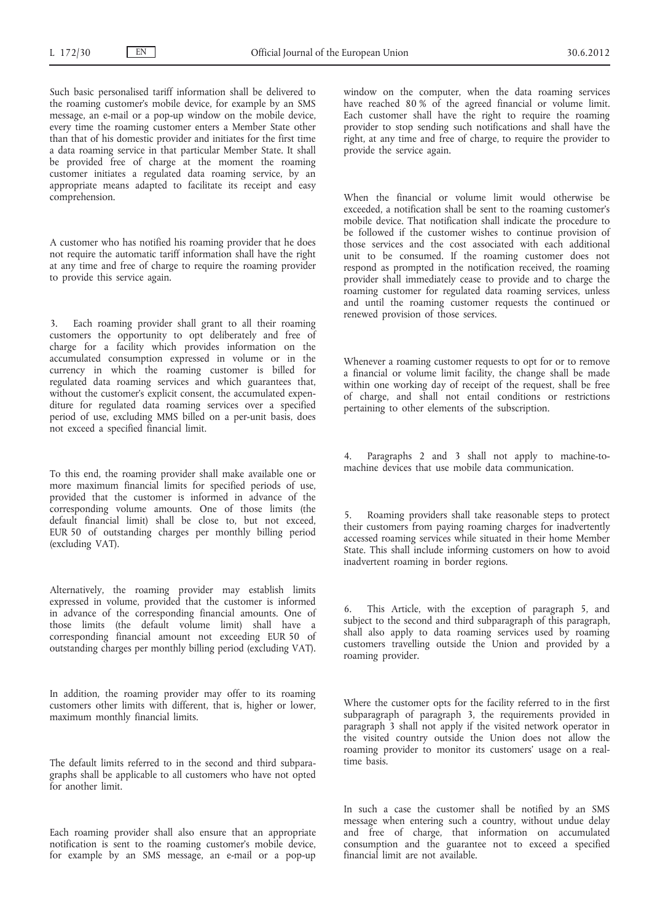Such basic personalised tariff information shall be delivered to the roaming customer's mobile device, for example by an SMS message, an e-mail or a pop-up window on the mobile device, every time the roaming customer enters a Member State other than that of his domestic provider and initiates for the first time a data roaming service in that particular Member State. It shall be provided free of charge at the moment the roaming customer initiates a regulated data roaming service, by an appropriate means adapted to facilitate its receipt and easy comprehension.

A customer who has notified his roaming provider that he does not require the automatic tariff information shall have the right at any time and free of charge to require the roaming provider to provide this service again.

3. Each roaming provider shall grant to all their roaming customers the opportunity to opt deliberately and free of charge for a facility which provides information on the accumulated consumption expressed in volume or in the currency in which the roaming customer is billed for regulated data roaming services and which guarantees that, without the customer's explicit consent, the accumulated expenditure for regulated data roaming services over a specified period of use, excluding MMS billed on a per-unit basis, does not exceed a specified financial limit.

To this end, the roaming provider shall make available one or more maximum financial limits for specified periods of use, provided that the customer is informed in advance of the corresponding volume amounts. One of those limits (the default financial limit) shall be close to, but not exceed, EUR 50 of outstanding charges per monthly billing period (excluding VAT).

Alternatively, the roaming provider may establish limits expressed in volume, provided that the customer is informed in advance of the corresponding financial amounts. One of those limits (the default volume limit) shall have a corresponding financial amount not exceeding EUR 50 of outstanding charges per monthly billing period (excluding VAT).

In addition, the roaming provider may offer to its roaming customers other limits with different, that is, higher or lower, maximum monthly financial limits.

The default limits referred to in the second and third subparagraphs shall be applicable to all customers who have not opted for another limit.

Each roaming provider shall also ensure that an appropriate notification is sent to the roaming customer's mobile device, for example by an SMS message, an e-mail or a pop-up window on the computer, when the data roaming services have reached 80 % of the agreed financial or volume limit. Each customer shall have the right to require the roaming provider to stop sending such notifications and shall have the right, at any time and free of charge, to require the provider to provide the service again.

When the financial or volume limit would otherwise be exceeded, a notification shall be sent to the roaming customer's mobile device. That notification shall indicate the procedure to be followed if the customer wishes to continue provision of those services and the cost associated with each additional unit to be consumed. If the roaming customer does not respond as prompted in the notification received, the roaming provider shall immediately cease to provide and to charge the roaming customer for regulated data roaming services, unless and until the roaming customer requests the continued or renewed provision of those services.

Whenever a roaming customer requests to opt for or to remove a financial or volume limit facility, the change shall be made within one working day of receipt of the request, shall be free of charge, and shall not entail conditions or restrictions pertaining to other elements of the subscription.

4. Paragraphs 2 and 3 shall not apply to machine-to-machine devices that use mobile data communication.

5. Roaming providers shall take reasonable steps to protect their customers from paying roaming charges for inadvertently accessed roaming services while situated in their home Member State. This shall include informing customers on how to avoid inadvertent roaming in border regions.

6. This Article, with the exception of paragraph 5, and subject to the second and third subparagraph of this paragraph, shall also apply to data roaming services used by roaming customers travelling outside the Union and provided by a roaming provider.

Where the customer opts for the facility referred to in the first subparagraph of paragraph 3, the requirements provided in paragraph 3 shall not apply if the visited network operator in the visited country outside the Union does not allow the roaming provider to monitor its customers' usage on a real-time basis.

In such a case the customer shall be notified by an SMS message when entering such a country, without undue delay and free of charge, that information on accumulated consumption and the guarantee not to exceed a specified financial limit are not available.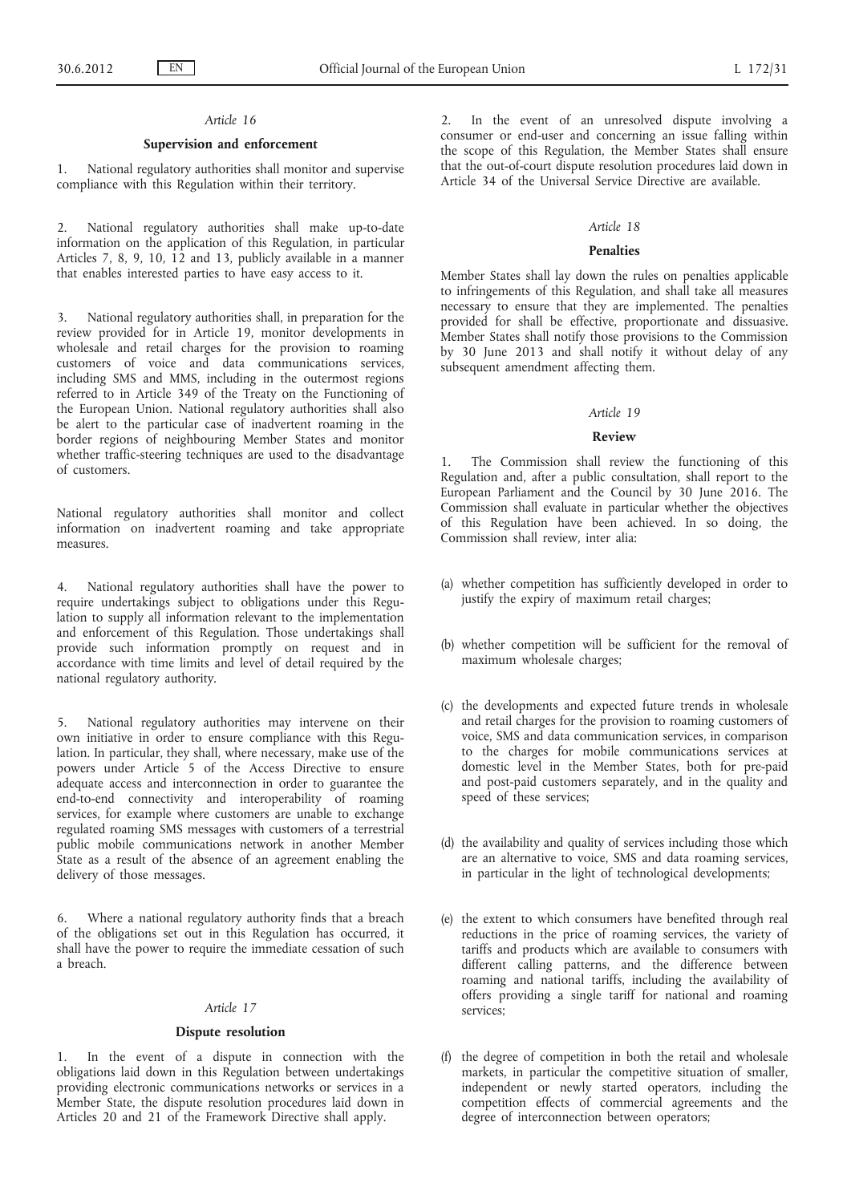*Article 16*

**Supervision and enforcement**

1. National regulatory authorities shall monitor and supervise compliance with this Regulation within their territory.

2. National regulatory authorities shall make up-to-date information on the application of this Regulation, in particular Articles 7, 8, 9, 10, 12 and 13, publicly available in a manner that enables interested parties to have easy access to it.

3. National regulatory authorities shall, in preparation for the review provided for in Article 19, monitor developments in wholesale and retail charges for the provision to roaming customers of voice and data communications services, including SMS and MMS, including in the outermost regions referred to in Article 349 of the Treaty on the Functioning of the European Union. National regulatory authorities shall also be alert to the particular case of inadvertent roaming in the border regions of neighbouring Member States and monitor whether traffic-steering techniques are used to the disadvantage of customers.

National regulatory authorities shall monitor and collect information on inadvertent roaming and take appropriate measures.

4. National regulatory authorities shall have the power to require undertakings subject to obligations under this Regulation to supply all information relevant to the implementation and enforcement of this Regulation. Those undertakings shall provide such information promptly on request and in accordance with time limits and level of detail required by the national regulatory authority.

5. National regulatory authorities may intervene on their own initiative in order to ensure compliance with this Regulation. In particular, they shall, where necessary, make use of the powers under Article 5 of the Access Directive to ensure adequate access and interconnection in order to guarantee the end-to-end connectivity and interoperability of roaming services, for example where customers are unable to exchange regulated roaming SMS messages with customers of a terrestrial public mobile communications network in another Member State as a result of the absence of an agreement enabling the delivery of those messages.

6. Where a national regulatory authority finds that a breach of the obligations set out in this Regulation has occurred, it shall have the power to require the immediate cessation of such a breach.

*Article 17*

**Dispute resolution**

1. In the event of a dispute in connection with the obligations laid down in this Regulation between undertakings providing electronic communications networks or services in a Member State, the dispute resolution procedures laid down in Articles 20 and 21 of the Framework Directive shall apply.

2. In the event of an unresolved dispute involving a consumer or end-user and concerning an issue falling within the scope of this Regulation, the Member States shall ensure that the out-of-court dispute resolution procedures laid down in Article 34 of the Universal Service Directive are available.

*Article 18*

**Penalties**

Member States shall lay down the rules on penalties applicable to infringements of this Regulation, and shall take all measures necessary to ensure that they are implemented. The penalties provided for shall be effective, proportionate and dissuasive. Member States shall notify those provisions to the Commission by 30 June 2013 and shall notify it without delay of any subsequent amendment affecting them.

*Article 19*

**Review**

1. The Commission shall review the functioning of this Regulation and, after a public consultation, shall report to the European Parliament and the Council by 30 June 2016. The Commission shall evaluate in particular whether the objectives of this Regulation have been achieved. In so doing, the Commission shall review, inter alia:

(a) whether competition has sufficiently developed in order to justify the expiry of maximum retail charges;

(b) whether competition will be sufficient for the removal of maximum wholesale charges;

(c) the developments and expected future trends in wholesale and retail charges for the provision to roaming customers of voice, SMS and data communication services, in comparison to the charges for mobile communications services at domestic level in the Member States, both for pre-paid and post-paid customers separately, and in the quality and speed of these services;

(d) the availability and quality of services including those which are an alternative to voice, SMS and data roaming services, in particular in the light of technological developments;

(e) the extent to which consumers have benefited through real reductions in the price of roaming services, the variety of tariffs and products which are available to consumers with different calling patterns, and the difference between roaming and national tariffs, including the availability of offers providing a single tariff for national and roaming services;

(f) the degree of competition in both the retail and wholesale markets, in particular the competitive situation of smaller, independent or newly started operators, including the competition effects of commercial agreements and the degree of interconnection between operators;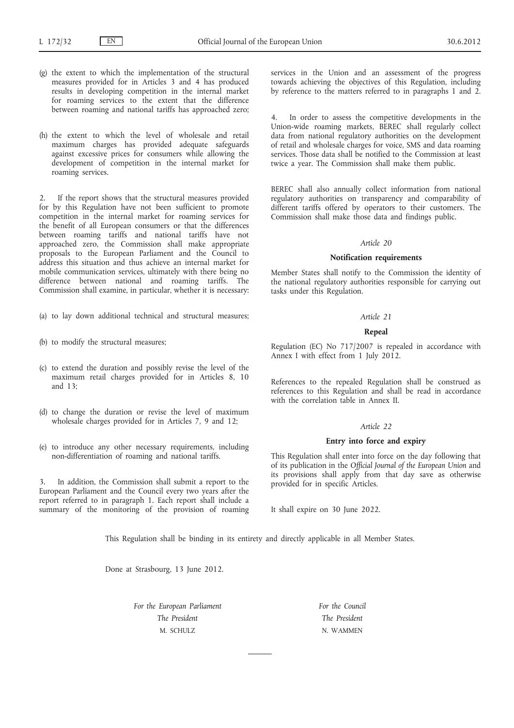(g) the extent to which the implementation of the structural measures provided for in Articles 3 and 4 has produced results in developing competition in the internal market for roaming services to the extent that the difference between roaming and national tariffs has approached zero;

(h) the extent to which the level of wholesale and retail maximum charges has provided adequate safeguards against excessive prices for consumers while allowing the development of competition in the internal market for roaming services.

2. If the report shows that the structural measures provided for by this Regulation have not been sufficient to promote competition in the internal market for roaming services for the benefit of all European consumers or that the differences between roaming tariffs and national tariffs have not approached zero, the Commission shall make appropriate proposals to the European Parliament and the Council to address this situation and thus achieve an internal market for mobile communication services, ultimately with there being no difference between national and roaming tariffs. The Commission shall examine, in particular, whether it is necessary:

(a) to lay down additional technical and structural measures;

(b) to modify the structural measures;

(c) to extend the duration and possibly revise the level of the maximum retail charges provided for in Articles 8, 10 and 13;

(d) to change the duration or revise the level of maximum wholesale charges provided for in Articles 7, 9 and 12;

(e) to introduce any other necessary requirements, including non-differentiation of roaming and national tariffs.

3. In addition, the Commission shall submit a report to the European Parliament and the Council every two years after the report referred to in paragraph 1. Each report shall include a summary of the monitoring of the provision of roaming services in the Union and an assessment of the progress towards achieving the objectives of this Regulation, including by reference to the matters referred to in paragraphs 1 and 2.

4. In order to assess the competitive developments in the Union-wide roaming markets, BEREC shall regularly collect data from national regulatory authorities on the development of retail and wholesale charges for voice, SMS and data roaming services. Those data shall be notified to the Commission at least twice a year. The Commission shall make them public.

BEREC shall also annually collect information from national regulatory authorities on transparency and comparability of different tariffs offered by operators to their customers. The Commission shall make those data and findings public.

*Article 20*

**Notification requirements**

Member States shall notify to the Commission the identity of the national regulatory authorities responsible for carrying out tasks under this Regulation.

*Article 21*

**Repeal**

Regulation (EC) No 717/2007 is repealed in accordance with Annex I with effect from 1 July 2012.

References to the repealed Regulation shall be construed as references to this Regulation and shall be read in accordance with the correlation table in Annex II.

*Article 22*

**Entry into force and expiry**

This Regulation shall enter into force on the day following that of its publication in the *Official Journal of the European Union* and its provisions shall apply from that day save as otherwise provided for in specific Articles.

It shall expire on 30 June 2022.

This Regulation shall be binding in its entirety and directly applicable in all Member States.

Done at Strasbourg, 13 June 2012.

*For the European Parliament*
*The President*
M. SCHULZ

*For the Council*
*The President*
N. WAMMEN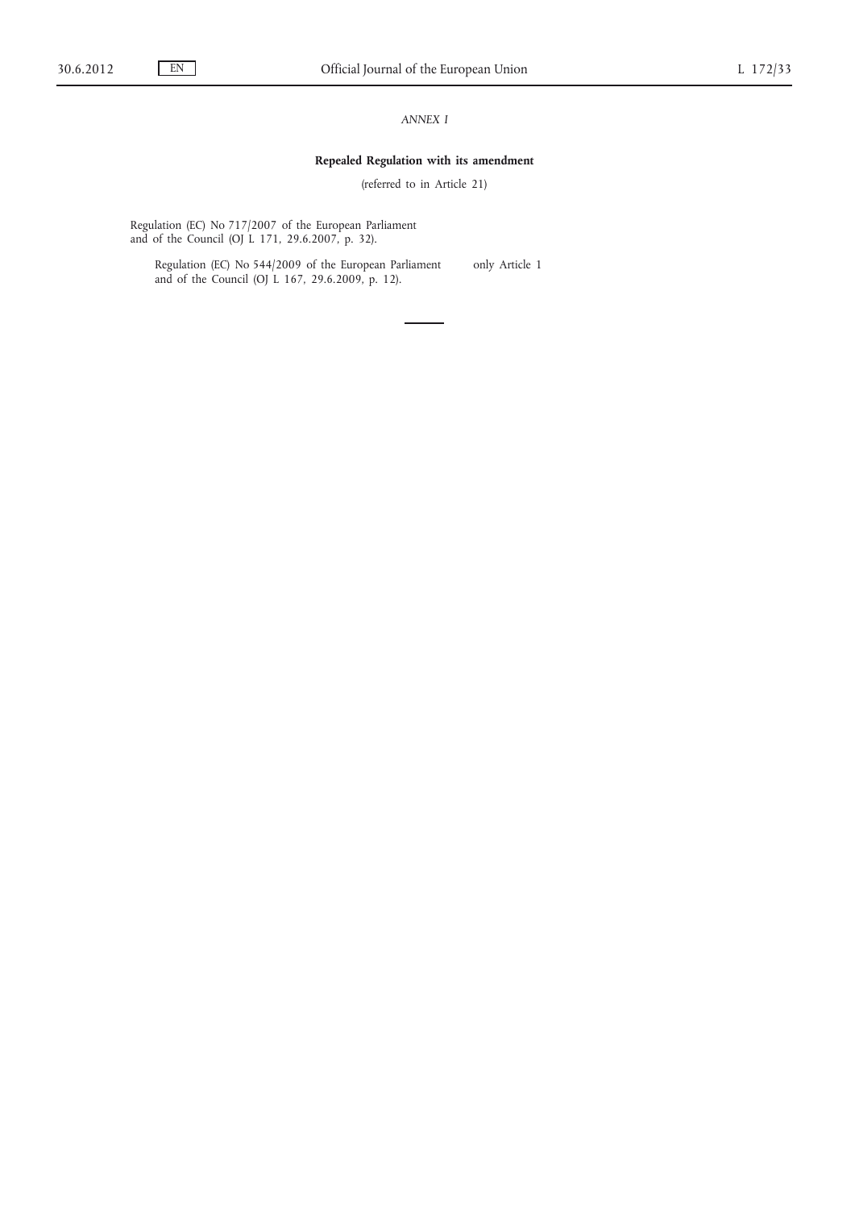*ANNEX I*

**Repealed Regulation with its amendment**

(referred to in Article 21)

| | |
|---|---|
| Regulation (EC) No 717/2007 of the European Parliament and of the Council (OJ L 171, 29.6.2007, p. 32). | |
| Regulation (EC) No 544/2009 of the European Parliament and of the Council (OJ L 167, 29.6.2009, p. 12). | only Article 1 |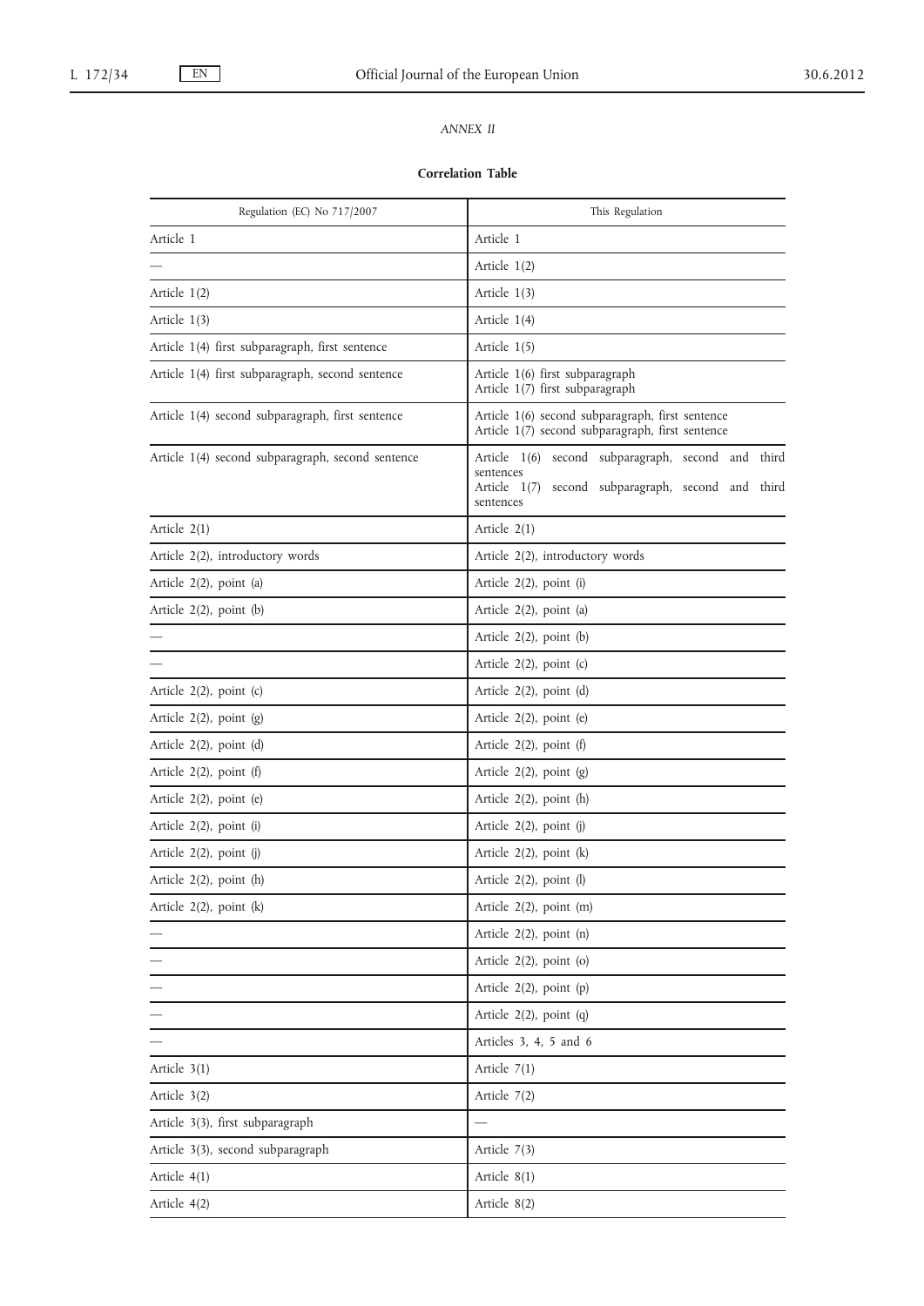*ANNEX II*

**Correlation Table**

| Regulation (EC) No 717/2007 | This Regulation |
|---|---|
| Article 1 | Article 1 |
| — | Article 1(2) |
| Article 1(2) | Article 1(3) |
| Article 1(3) | Article 1(4) |
| Article 1(4) first subparagraph, first sentence | Article 1(5) |
| Article 1(4) first subparagraph, second sentence | Article 1(6) first subparagraph<br>Article 1(7) first subparagraph |
| Article 1(4) second subparagraph, first sentence | Article 1(6) second subparagraph, first sentence<br>Article 1(7) second subparagraph, first sentence |
| Article 1(4) second subparagraph, second sentence | Article 1(6) second subparagraph, second and third sentences<br>Article 1(7) second subparagraph, second and third sentences |
| Article 2(1) | Article 2(1) |
| Article 2(2), introductory words | Article 2(2), introductory words |
| Article 2(2), point (a) | Article 2(2), point (i) |
| Article 2(2), point (b) | Article 2(2), point (a) |
| — | Article 2(2), point (b) |
| — | Article 2(2), point (c) |
| Article 2(2), point (c) | Article 2(2), point (d) |
| Article 2(2), point (g) | Article 2(2), point (e) |
| Article 2(2), point (d) | Article 2(2), point (f) |
| Article 2(2), point (f) | Article 2(2), point (g) |
| Article 2(2), point (e) | Article 2(2), point (h) |
| Article 2(2), point (i) | Article 2(2), point (j) |
| Article 2(2), point (j) | Article 2(2), point (k) |
| Article 2(2), point (h) | Article 2(2), point (l) |
| Article 2(2), point (k) | Article 2(2), point (m) |
| — | Article 2(2), point (n) |
| — | Article 2(2), point (o) |
| — | Article 2(2), point (p) |
| — | Article 2(2), point (q) |
| — | Articles 3, 4, 5 and 6 |
| Article 3(1) | Article 7(1) |
| Article 3(2) | Article 7(2) |
| Article 3(3), first subparagraph | — |
| Article 3(3), second subparagraph | Article 7(3) |
| Article 4(1) | Article 8(1) |
| Article 4(2) | Article 8(2) |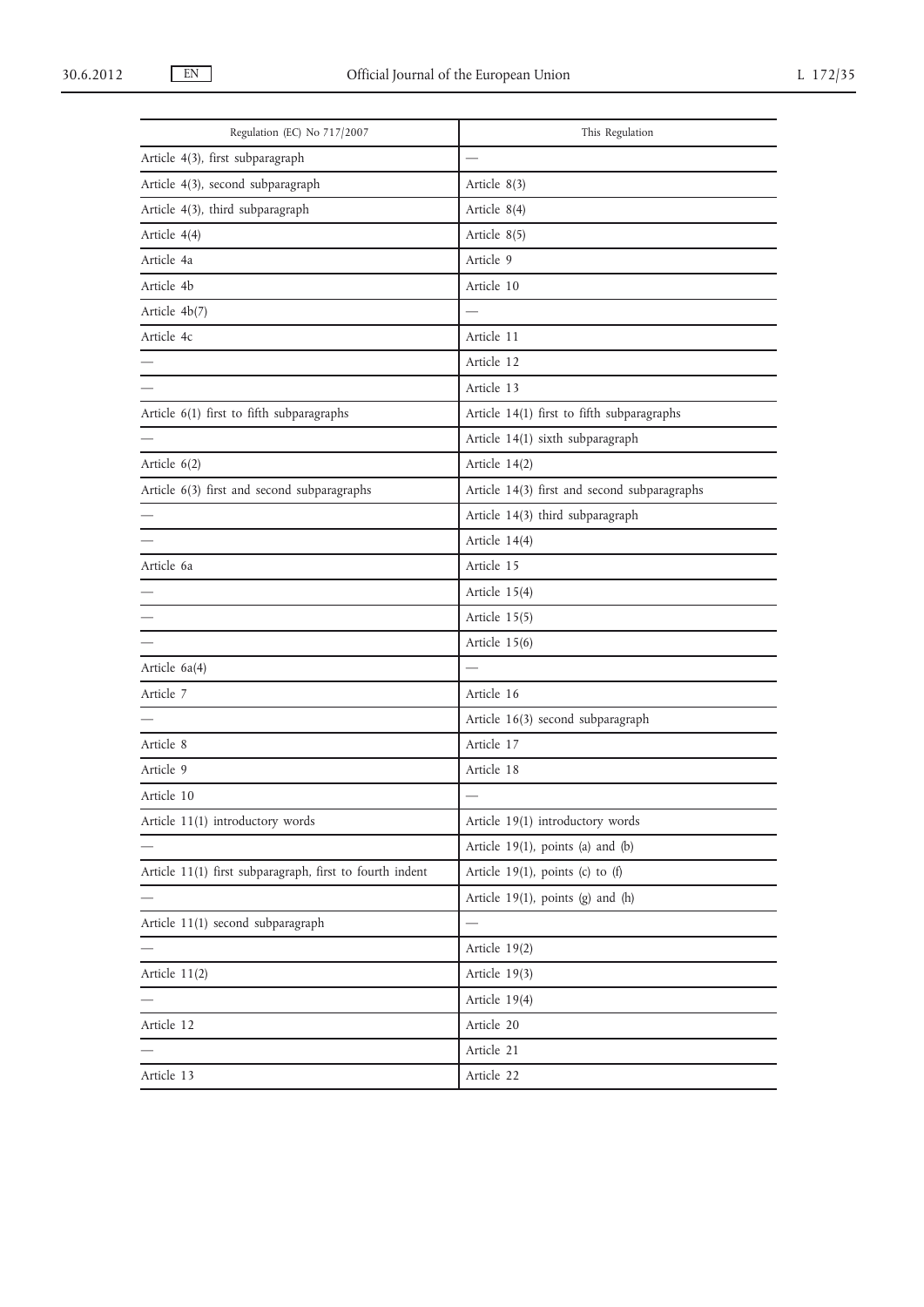| Regulation (EC) No 717/2007 | This Regulation |
| --- | --- |
| Article 4(3), first subparagraph | — |
| Article 4(3), second subparagraph | Article 8(3) |
| Article 4(3), third subparagraph | Article 8(4) |
| Article 4(4) | Article 8(5) |
| Article 4a | Article 9 |
| Article 4b | Article 10 |
| Article 4b(7) | — |
| Article 4c | Article 11 |
| — | Article 12 |
| — | Article 13 |
| Article 6(1) first to fifth subparagraphs | Article 14(1) first to fifth subparagraphs |
| — | Article 14(1) sixth subparagraph |
| Article 6(2) | Article 14(2) |
| Article 6(3) first and second subparagraphs | Article 14(3) first and second subparagraphs |
| — | Article 14(3) third subparagraph |
| — | Article 14(4) |
| Article 6a | Article 15 |
| — | Article 15(4) |
| — | Article 15(5) |
| — | Article 15(6) |
| Article 6a(4) | — |
| Article 7 | Article 16 |
| — | Article 16(3) second subparagraph |
| Article 8 | Article 17 |
| Article 9 | Article 18 |
| Article 10 | — |
| Article 11(1) introductory words | Article 19(1) introductory words |
| — | Article 19(1), points (a) and (b) |
| Article 11(1) first subparagraph, first to fourth indent | Article 19(1), points (c) to (f) |
| — | Article 19(1), points (g) and (h) |
| Article 11(1) second subparagraph | — |
| — | Article 19(2) |
| Article 11(2) | Article 19(3) |
| — | Article 19(4) |
| Article 12 | Article 20 |
| — | Article 21 |
| Article 13 | Article 22 |